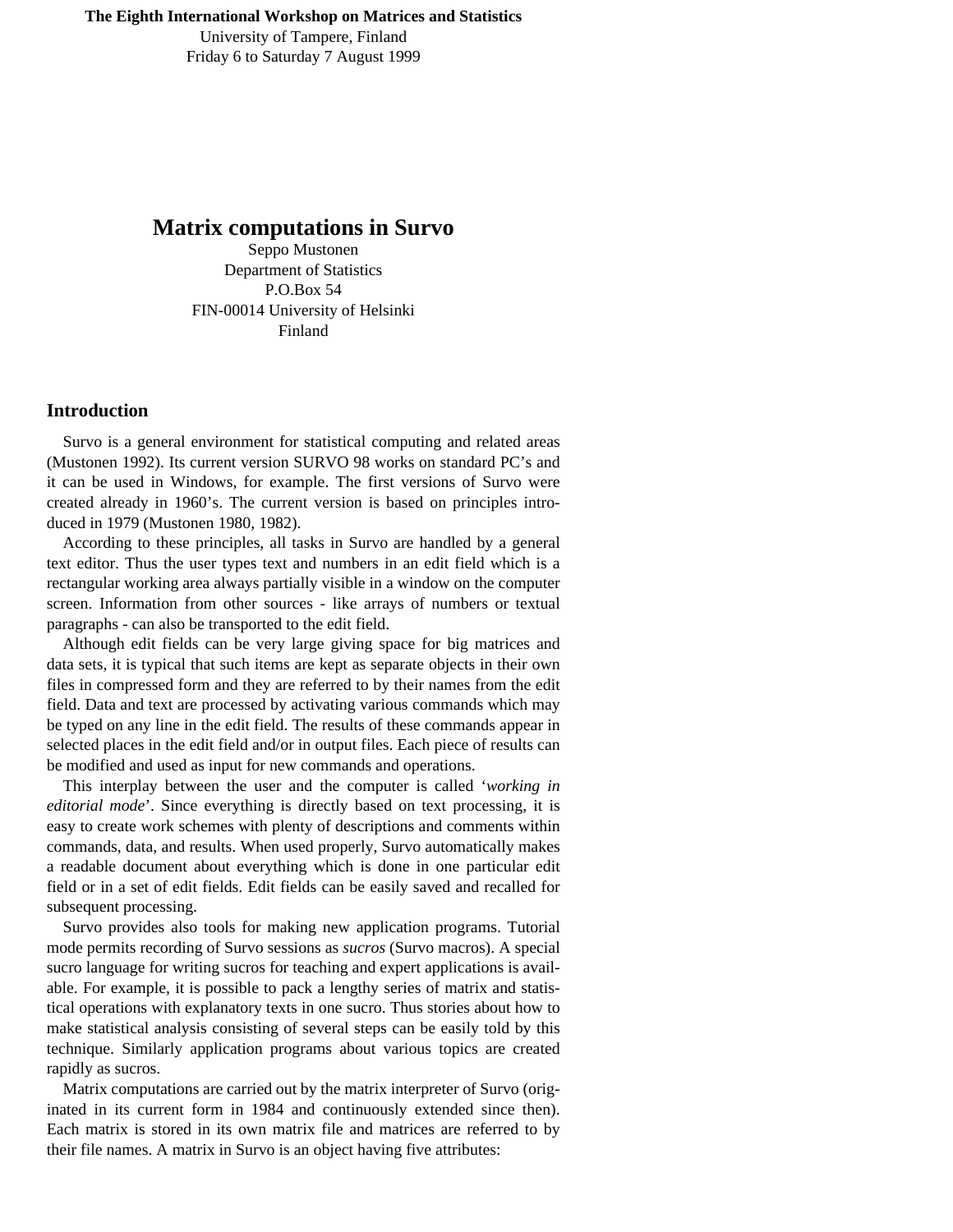**The Eighth International Workshop on Matrices and Statistics**
University of Tampere, Finland
Friday 6 to Saturday 7 August 1999

# Matrix computations in Survo

Seppo Mustonen
Department of Statistics
P.O.Box 54
FIN-00014 University of Helsinki
Finland

## Introduction

Survo is a general environment for statistical computing and related areas (Mustonen 1992). Its current version SURVO 98 works on standard PC's and it can be used in Windows, for example. The first versions of Survo were created already in 1960's. The current version is based on principles introduced in 1979 (Mustonen 1980, 1982).

According to these principles, all tasks in Survo are handled by a general text editor. Thus the user types text and numbers in an edit field which is a rectangular working area always partially visible in a window on the computer screen. Information from other sources - like arrays of numbers or textual paragraphs - can also be transported to the edit field.

Although edit fields can be very large giving space for big matrices and data sets, it is typical that such items are kept as separate objects in their own files in compressed form and they are referred to by their names from the edit field. Data and text are processed by activating various commands which may be typed on any line in the edit field. The results of these commands appear in selected places in the edit field and/or in output files. Each piece of results can be modified and used as input for new commands and operations.

This interplay between the user and the computer is called '*working in editorial mode*'. Since everything is directly based on text processing, it is easy to create work schemes with plenty of descriptions and comments within commands, data, and results. When used properly, Survo automatically makes a readable document about everything which is done in one particular edit field or in a set of edit fields. Edit fields can be easily saved and recalled for subsequent processing.

Survo provides also tools for making new application programs. Tutorial mode permits recording of Survo sessions as *sucros* (Survo macros). A special sucro language for writing sucros for teaching and expert applications is available. For example, it is possible to pack a lengthy series of matrix and statistical operations with explanatory texts in one sucro. Thus stories about how to make statistical analysis consisting of several steps can be easily told by this technique. Similarly application programs about various topics are created rapidly as sucros.

Matrix computations are carried out by the matrix interpreter of Survo (originated in its current form in 1984 and continuously extended since then). Each matrix is stored in its own matrix file and matrices are referred to by their file names. A matrix in Survo is an object having five attributes: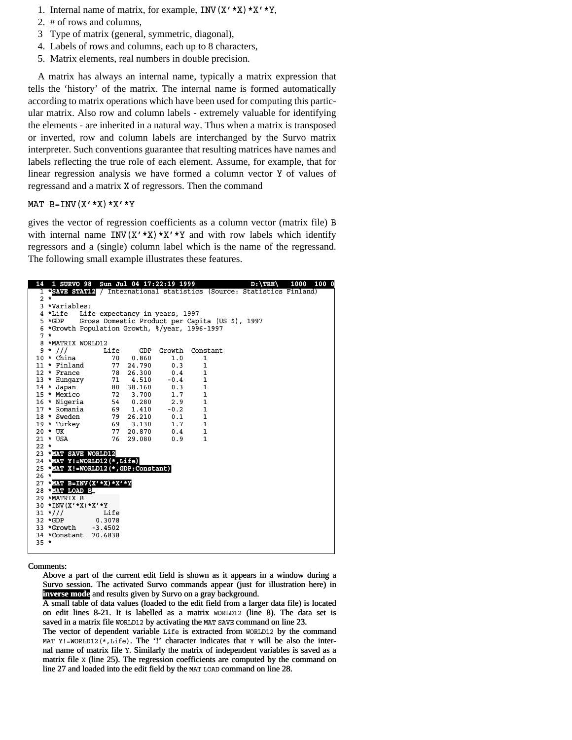1. Internal name of matrix, for example, `INV(X'*X)*X'*Y`,
2. # of rows and columns,
3. Type of matrix (general, symmetric, diagonal),
4. Labels of rows and columns, each up to 8 characters,
5. Matrix elements, real numbers in double precision.

A matrix has always an internal name, typically a matrix expression that tells the 'history' of the matrix. The internal name is formed automatically according to matrix operations which have been used for computing this particular matrix. Also row and column labels - extremely valuable for identifying the elements - are inherited in a natural way. Thus when a matrix is transposed or inverted, row and column labels are interchanged by the Survo matrix interpreter. Such conventions guarantee that resulting matrices have names and labels reflecting the true role of each element. Assume, for example, that for linear regression analysis we have formed a column vector `Y` of values of regressand and a matrix `X` of regressors. Then the command

```
MAT B=INV(X'*X)*X'*Y
```

gives the vector of regression coefficients as a column vector (matrix file) `B` with internal name `INV(X'*X)*X'*Y` and with row labels which identify regressors and a (single) column label which is the name of the regressand. The following small example illustrates these features.

```
 14  1 SURVO 98  Sun Jul 04 17:22:19 1999                D:\TRE\    1000  100 0
  1 *SAVE STAT12 / International statistics (Source: Statistics Finland)
  2 *
  3 *Variables:
  4 *Life   Life expectancy in years, 1997
  5 *GDP    Gross Domestic Product per Capita (US $), 1997
  6 *Growth Population Growth, %/year, 1996-1997
  7 *
  8 *MATRIX WORLD12
  9 * ///         Life     GDP  Growth  Constant
 10 * China         70   0.860     1.0      1
 11 * Finland       77  24.790     0.3      1
 12 * France        78  26.300     0.4      1
 13 * Hungary       71   4.510    -0.4      1
 14 * Japan         80  38.160     0.3      1
 15 * Mexico        72   3.700     1.7      1
 16 * Nigeria       54   0.280     2.9      1
 17 * Romania       69   1.410    -0.2      1
 18 * Sweden        79  26.210     0.1      1
 19 * Turkey        69   3.130     1.7      1
 20 * UK            77  20.870     0.4      1
 21 * USA           76  29.080     0.9      1
 22 *
 23 *MAT SAVE WORLD12
 24 *MAT Y!=WORLD12(*,Life)
 25 *MAT X!=WORLD12(*,GDP:Constant)
 26 *
 27 *MAT B=INV(X'*X)*X'*Y
 28 *MAT LOAD B_
 29 *MATRIX B
 30 *INV(X'*X)*X'*Y
 31 *///          Life
 32 *GDP        0.3078
 33 *Growth    -3.4502
 34 *Constant  70.6838
 35 *
```

Comments:

Above a part of the current edit field is shown as it appears in a window during a Survo session. The activated Survo commands appear (just for illustration here) in **inverse mode** and results given by Survo on a gray background.

A small table of data values (loaded to the edit field from a larger data file) is located on edit lines 8-21. It is labelled as a matrix `WORLD12` (line 8). The data set is saved in a matrix file `WORLD12` by activating the `MAT SAVE` command on line 23.

The vector of dependent variable `Life` is extracted from `WORLD12` by the command `MAT Y!=WORLD12(*,Life)`. The '!' character indicates that `Y` will be also the internal name of matrix file `Y`. Similarly the matrix of independent variables is saved as a matrix file `X` (line 25). The regression coefficients are computed by the command on line 27 and loaded into the edit field by the `MAT LOAD` command on line 28.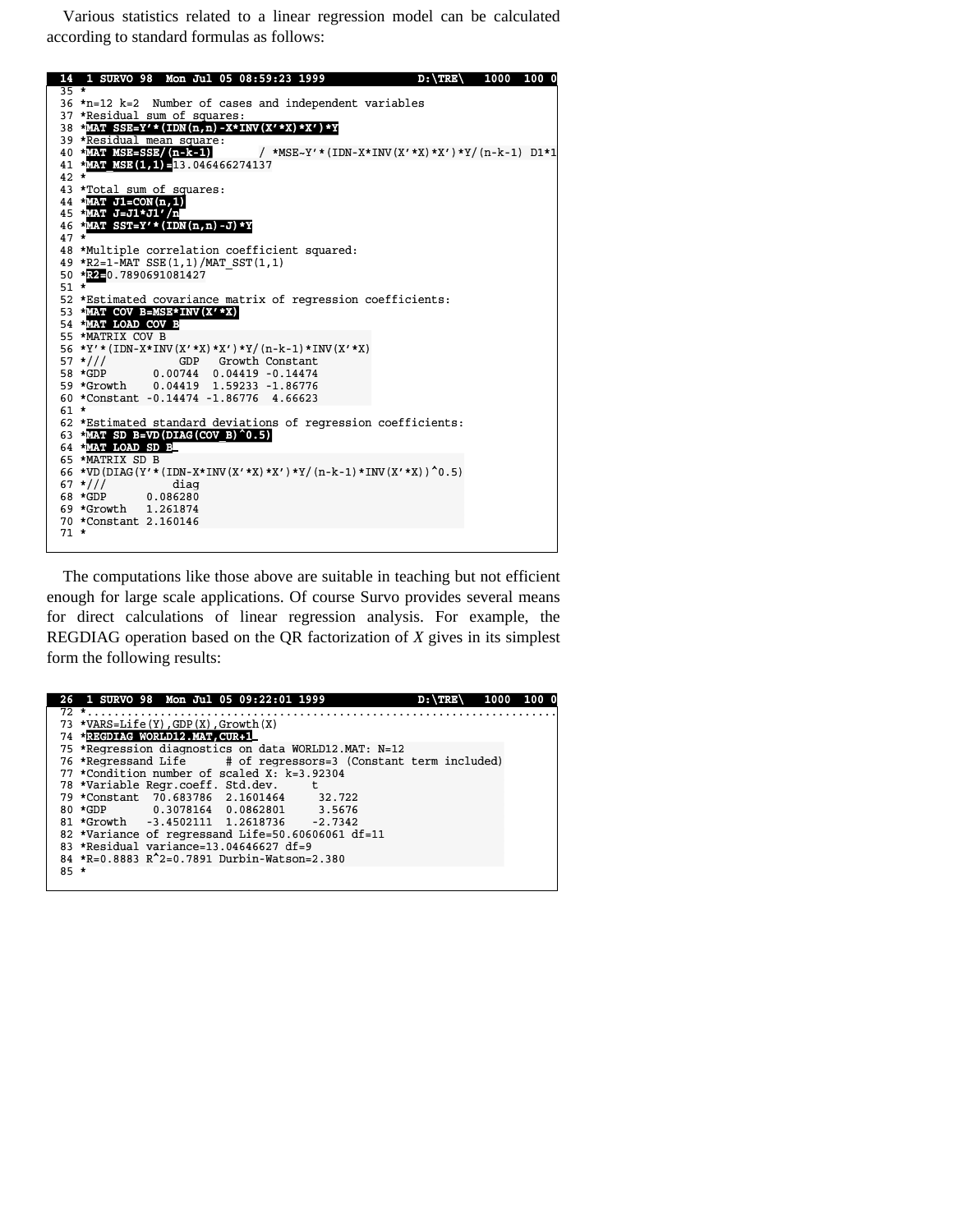Various statistics related to a linear regression model can be calculated according to standard formulas as follows:

```
 14  1 SURVO 98  Mon Jul 05 08:59:23 1999                  D:\TRE\    1000  100 0
 35 *
 36 *n=12 k=2  Number of cases and independent variables
 37 *Residual sum of squares:
 38 *MAT SSE=Y'*(IDN(n,n)-X*INV(X'*X)*X')*Y
 39 *Residual mean square:
 40 *MAT MSE=SSE/(n-k-1)        / *MSE~Y'*(IDN-X*INV(X'*X)*X')*Y/(n-k-1) D1*1
 41 *MAT_MSE(1,1)=13.046466274137
 42 *
 43 *Total sum of squares:
 44 *MAT J1=CON(n,1)
 45 *MAT J=J1*J1'/n
 46 *MAT SST=Y'*(IDN(n,n)-J)*Y
 47 *
 48 *Multiple correlation coefficient squared:
 49 *R2=1-MAT_SSE(1,1)/MAT_SST(1,1)
 50 *R2=0.7890691081427
 51 *
 52 *Estimated covariance matrix of regression coefficients:
 53 *MAT COV_B=MSE*INV(X'*X)
 54 *MAT LOAD COV_B
 55 *MATRIX COV_B
 56 *Y'*(IDN-X*INV(X'*X)*X')*Y/(n-k-1)*INV(X'*X)
 57 *///           GDP   Growth Constant
 58 *GDP        0.00744  0.04419 -0.14474
 59 *Growth     0.04419  1.59233 -1.86776
 60 *Constant -0.14474 -1.86776  4.66623
 61 *
 62 *Estimated standard deviations of regression coefficients:
 63 *MAT SD_B=VD(DIAG(COV_B)^0.5)
 64 *MAT LOAD SD_B_
 65 *MATRIX SD_B
 66 *VD(DIAG(Y'*(IDN-X*INV(X'*X)*X')*Y/(n-k-1)*INV(X'*X))^0.5)
 67 *///          diag
 68 *GDP       0.086280
 69 *Growth    1.261874
 70 *Constant 2.160146
 71 *
```

The computations like those above are suitable in teaching but not efficient enough for large scale applications. Of course Survo provides several means for direct calculations of linear regression analysis. For example, the REGDIAG operation based on the QR factorization of $X$ gives in its simplest form the following results:

```
 26  1 SURVO 98  Mon Jul 05 09:22:01 1999                  D:\TRE\    1000  100 0
 72 *....................................................................
 73 *VARS=Life(Y),GDP(X),Growth(X)
 74 *REGDIAG WORLD12.MAT,CUR+1_
 75 *Regression diagnostics on data WORLD12.MAT: N=12
 76 *Regressand Life      # of regressors=3 (Constant term included)
 77 *Condition number of scaled X: k=3.92304
 78 *Variable Regr.coeff. Std.dev.     t
 79 *Constant  70.683786  2.1601464     32.722
 80 *GDP        0.3078164  0.0862801     3.5676
 81 *Growth    -3.4502111  1.2618736    -2.7342
 82 *Variance of regressand Life=50.60606061 df=11
 83 *Residual variance=13.04646627 df=9
 84 *R=0.8883 R^2=0.7891 Durbin-Watson=2.380
 85 *
```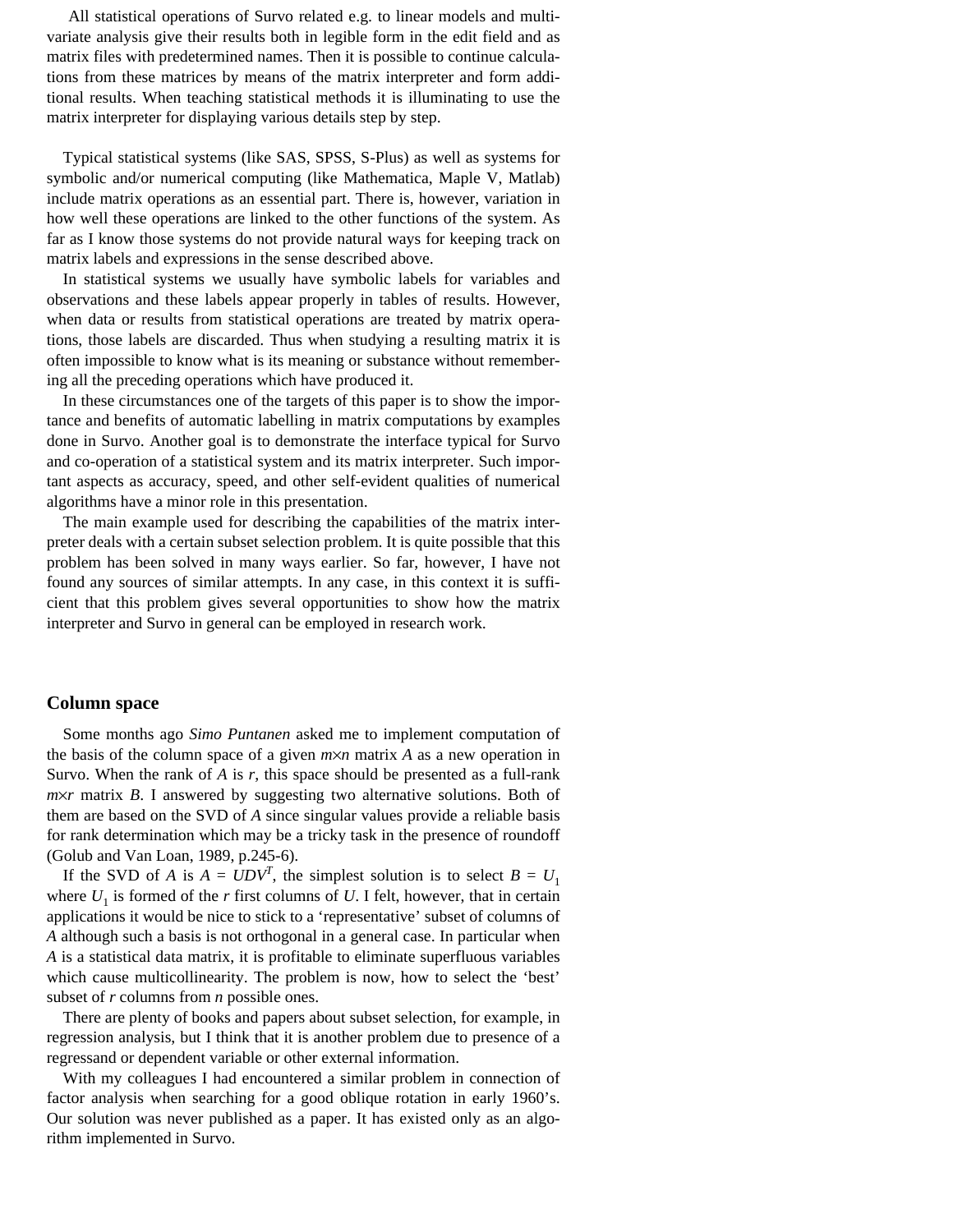All statistical operations of Survo related e.g. to linear models and multivariate analysis give their results both in legible form in the edit field and as matrix files with predetermined names. Then it is possible to continue calculations from these matrices by means of the matrix interpreter and form additional results. When teaching statistical methods it is illuminating to use the matrix interpreter for displaying various details step by step.

Typical statistical systems (like SAS, SPSS, S-Plus) as well as systems for symbolic and/or numerical computing (like Mathematica, Maple V, Matlab) include matrix operations as an essential part. There is, however, variation in how well these operations are linked to the other functions of the system. As far as I know those systems do not provide natural ways for keeping track on matrix labels and expressions in the sense described above.

In statistical systems we usually have symbolic labels for variables and observations and these labels appear properly in tables of results. However, when data or results from statistical operations are treated by matrix operations, those labels are discarded. Thus when studying a resulting matrix it is often impossible to know what is its meaning or substance without remembering all the preceding operations which have produced it.

In these circumstances one of the targets of this paper is to show the importance and benefits of automatic labelling in matrix computations by examples done in Survo. Another goal is to demonstrate the interface typical for Survo and co-operation of a statistical system and its matrix interpreter. Such important aspects as accuracy, speed, and other self-evident qualities of numerical algorithms have a minor role in this presentation.

The main example used for describing the capabilities of the matrix interpreter deals with a certain subset selection problem. It is quite possible that this problem has been solved in many ways earlier. So far, however, I have not found any sources of similar attempts. In any case, in this context it is sufficient that this problem gives several opportunities to show how the matrix interpreter and Survo in general can be employed in research work.

## Column space

Some months ago *Simo Puntanen* asked me to implement computation of the basis of the column space of a given $m \times n$ matrix $A$ as a new operation in Survo. When the rank of $A$ is $r$, this space should be presented as a full-rank $m \times r$ matrix $B$. I answered by suggesting two alternative solutions. Both of them are based on the SVD of $A$ since singular values provide a reliable basis for rank determination which may be a tricky task in the presence of roundoff (Golub and Van Loan, 1989, p.245-6).

If the SVD of $A$ is $A = UDV^T$, the simplest solution is to select $B = U_1$ where $U_1$ is formed of the $r$ first columns of $U$. I felt, however, that in certain applications it would be nice to stick to a 'representative' subset of columns of $A$ although such a basis is not orthogonal in a general case. In particular when $A$ is a statistical data matrix, it is profitable to eliminate superfluous variables which cause multicollinearity. The problem is now, how to select the 'best' subset of $r$ columns from $n$ possible ones.

There are plenty of books and papers about subset selection, for example, in regression analysis, but I think that it is another problem due to presence of a regressand or dependent variable or other external information.

With my colleagues I had encountered a similar problem in connection of factor analysis when searching for a good oblique rotation in early 1960's. Our solution was never published as a paper. It has existed only as an algorithm implemented in Survo.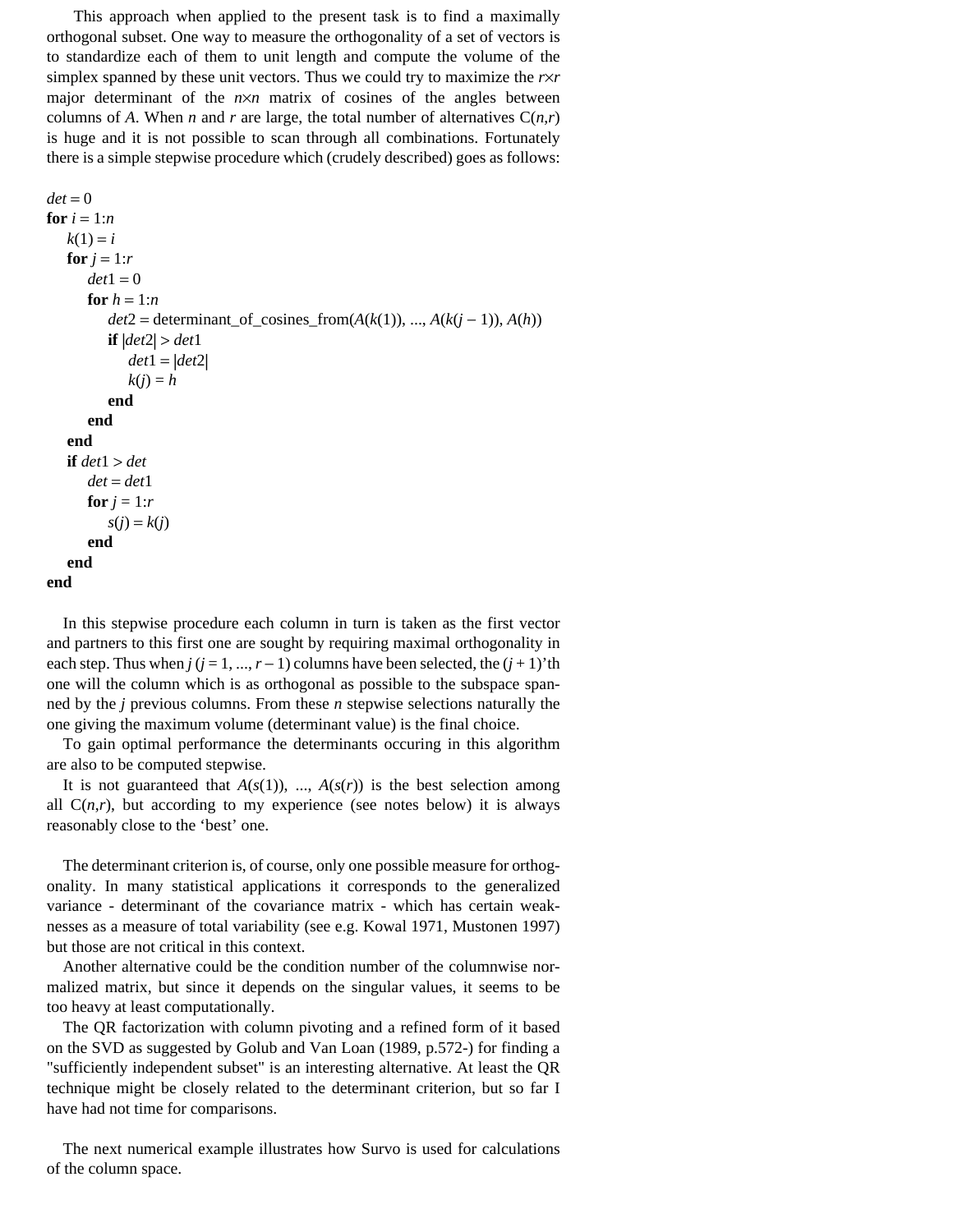This approach when applied to the present task is to find a maximally orthogonal subset. One way to measure the orthogonality of a set of vectors is to standardize each of them to unit length and compute the volume of the simplex spanned by these unit vectors. Thus we could try to maximize the $r \times r$ major determinant of the $n \times n$ matrix of cosines of the angles between columns of $A$. When $n$ and $r$ are large, the total number of alternatives $C(n,r)$ is huge and it is not possible to scan through all combinations. Fortunately there is a simple stepwise procedure which (crudely described) goes as follows:

```
det = 0
for i = 1:n
    k(1) = i
    for j = 1:r
        det1 = 0
        for h = 1:n
            det2 = determinant_of_cosines_from(A(k(1)), ..., A(k(j – 1)), A(h))
            if |det2| > det1
                det1 = |det2|
                k(j) = h
            end
        end
    end
    if det1 > det
        det = det1
        for j = 1:r
            s(j) = k(j)
        end
    end
end
```

In this stepwise procedure each column in turn is taken as the first vector and partners to this first one are sought by requiring maximal orthogonality in each step. Thus when $j$ ($j = 1, ..., r-1$) columns have been selected, the $(j+1)$'th one will the column which is as orthogonal as possible to the subspace spanned by the $j$ previous columns. From these $n$ stepwise selections naturally the one giving the maximum volume (determinant value) is the final choice.

To gain optimal performance the determinants occuring in this algorithm are also to be computed stepwise.

It is not guaranteed that $A(s(1)), ..., A(s(r))$ is the best selection among all $C(n,r)$, but according to my experience (see notes below) it is always reasonably close to the 'best' one.

The determinant criterion is, of course, only one possible measure for orthogonality. In many statistical applications it corresponds to the generalized variance - determinant of the covariance matrix - which has certain weaknesses as a measure of total variability (see e.g. Kowal 1971, Mustonen 1997) but those are not critical in this context.

Another alternative could be the condition number of the columnwise normalized matrix, but since it depends on the singular values, it seems to be too heavy at least computationally.

The QR factorization with column pivoting and a refined form of it based on the SVD as suggested by Golub and Van Loan (1989, p.572-) for finding a "sufficiently independent subset" is an interesting alternative. At least the QR technique might be closely related to the determinant criterion, but so far I have had not time for comparisons.

The next numerical example illustrates how Survo is used for calculations of the column space.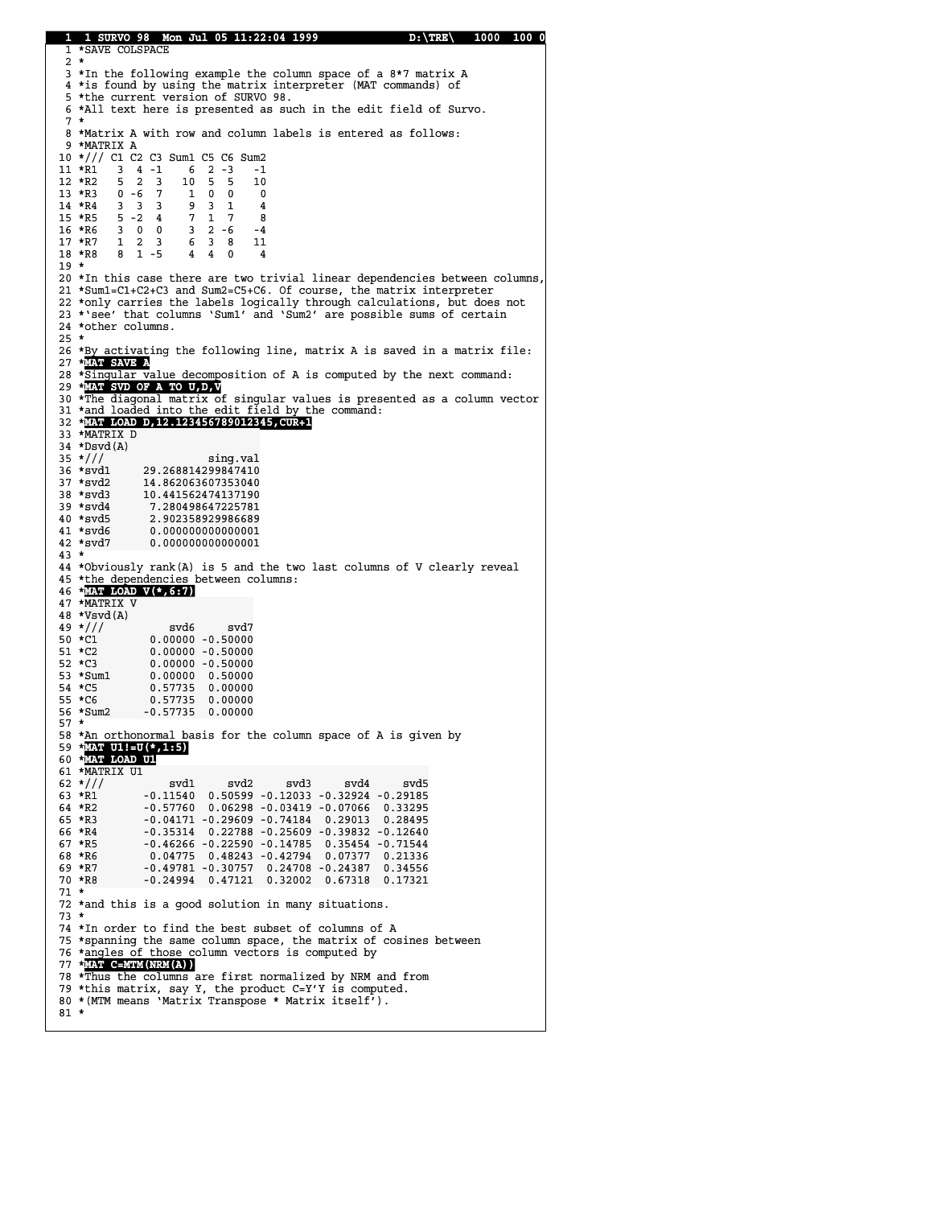```
 1  1 SURVO 98  Mon Jul 05 11:22:04 1999             D:\TRE\   1000  100 0
 1 *SAVE COLSPACE
 2 *
 3 *In the following example the column space of a 8*7 matrix A
 4 *is found by using the matrix interpreter (MAT commands) of
 5 *the current version of SURVO 98.
 6 *All text here is presented as such in the edit field of Survo.
 7 *
 8 *Matrix A with row and column labels is entered as follows:
 9 *MATRIX A
10 */// C1 C2 C3 Sum1 C5 C6 Sum2
11 *R1   3  4 -1    6  2 -3   -1
12 *R2   5  2  3   10  5  5   10
13 *R3   0 -6  7    1  0  0    0
14 *R4   3  3  3    9  3  1    4
15 *R5   5 -2  4    7  1  7    8
16 *R6   3  0  0    3  2 -6   -4
17 *R7   1  2  3    6  3  8   11
18 *R8   8  1 -5    4  4  0    4
19 *
20 *In this case there are two trivial linear dependencies between columns,
21 *Sum1=C1+C2+C3 and Sum2=C5+C6. Of course, the matrix interpreter
22 *only carries the labels logically through calculations, but does not
23 *'see' that columns 'Sum1' and 'Sum2' are possible sums of certain
24 *other columns.
25 *
26 *By activating the following line, matrix A is saved in a matrix file:
27 *MAT SAVE A
28 *Singular value decomposition of A is computed by the next command:
29 *MAT SVD OF A TO U,D,V
30 *The diagonal matrix of singular values is presented as a column vector
31 *and loaded into the edit field by the command:
32 *MAT LOAD D,12.123456789012345,CUR+1
33 *MATRIX D
34 *Dsvd(A)
35 *///               sing.val
36 *svd1     29.268814299847410
37 *svd2     14.862063607353040
38 *svd3     10.441562474137190
39 *svd4      7.280498647225781
40 *svd5      2.902358929986689
41 *svd6      0.000000000000001
42 *svd7      0.000000000000001
43 *
44 *Obviously rank(A) is 5 and the two last columns of V clearly reveal
45 *the dependencies between columns:
46 *MAT LOAD V(*,6:7)
47 *MATRIX V
48 *Vsvd(A)
49 *///          svd6     svd7
50 *C1        0.00000 -0.50000
51 *C2        0.00000 -0.50000
52 *C3        0.00000 -0.50000
53 *Sum1      0.00000  0.50000
54 *C5        0.57735  0.00000
55 *C6        0.57735  0.00000
56 *Sum2     -0.57735  0.00000
57 *
58 *An orthonormal basis for the column space of A is given by
59 *MAT U1!=U(*,1:5)
60 *MAT LOAD U1
61 *MATRIX U1
62 *///          svd1     svd2     svd3     svd4     svd5
63 *R1       -0.11540  0.50599 -0.12033 -0.32924 -0.29185
64 *R2       -0.57760  0.06298 -0.03419 -0.07066  0.33295
65 *R3       -0.04171 -0.29609 -0.74184  0.29013  0.28495
66 *R4       -0.35314  0.22788 -0.25609 -0.39832 -0.12640
67 *R5       -0.46266 -0.22590 -0.14785  0.35454 -0.71544
68 *R6        0.04775  0.48243 -0.42794  0.07377  0.21336
69 *R7       -0.49781 -0.30757  0.24708 -0.24387  0.34556
70 *R8       -0.24994  0.47121  0.32002  0.67318  0.17321
71 *
72 *and this is a good solution in many situations.
73 *
74 *In order to find the best subset of columns of A
75 *spanning the same column space, the matrix of cosines between
76 *angles of those column vectors is computed by
77 *MAT C=MTM(NRM(A))
78 *Thus the columns are first normalized by NRM and from
79 *this matrix, say Y, the product C=Y'Y is computed.
80 *(MTM means 'Matrix Transpose * Matrix itself').
81 *
```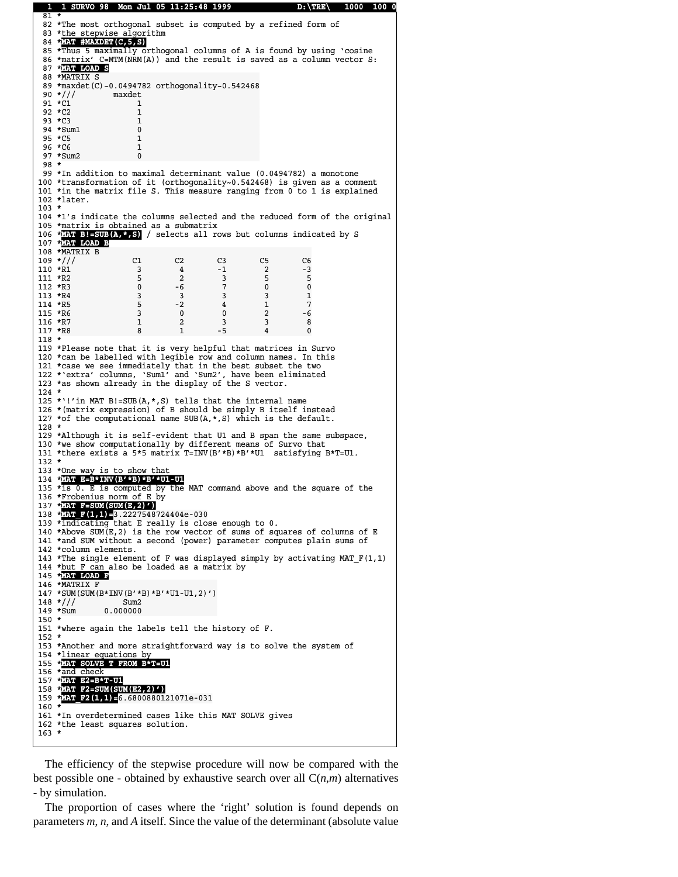```
   1  1 SURVO 98  Mon Jul 05 11:25:48 1999              D:\TRE\    1000  100 0
  81 *
  82 *The most orthogonal subset is computed by a refined form of
  83 *the stepwise algorithm
  84 *MAT #MAXDET(C,5,S)
  85 *Thus 5 maximally orthogonal columns of A is found by using 'cosine
  86 *matrix' C=MTM(NRM(A)) and the result is saved as a column vector S:
  87 *MAT LOAD S
  88 *MATRIX S
  89 *maxdet(C)~0.0494782 orthogonality~0.542468
  90 *///        maxdet
  91 *C1              1
  92 *C2              1
  93 *C3              1
  94 *Sum1            0
  95 *C5              1
  96 *C6              1
  97 *Sum2            0
  98 *
  99 *In addition to maximal determinant value (0.0494782) a monotone
 100 *transformation of it (orthogonality~0.542468) is given as a comment
 101 *in the matrix file S. This measure ranging from 0 to 1 is explained
 102 *later.
 103 *
 104 *1's indicate the columns selected and the reduced form of the original
 105 *matrix is obtained as a submatrix
 106 *MAT B!=SUB(A,*,S) / selects all rows but columns indicated by S
 107 *MAT LOAD B
 108 *MATRIX B
 109 *///             C1       C2       C3       C5       C6
 110 *R1               3        4       -1        2       -3
 111 *R2               5        2        3        5        5
 112 *R3               0       -6        7        0        0
 113 *R4               3        3        3        3        1
 114 *R5               5       -2        4        1        7
 115 *R6               3        0        0        2       -6
 116 *R7               1        2        3        3        8
 117 *R8               8        1       -5        4        0
 118 *
 119 *Please note that it is very helpful that matrices in Survo
 120 *can be labelled with legible row and column names. In this
 121 *case we see immediately that in the best subset the two
 122 *'extra' columns, 'Sum1' and 'Sum2', have been eliminated
 123 *as shown already in the display of the S vector.
 124 *
 125 *'!'in MAT B!=SUB(A,*,S) tells that the internal name
 126 *(matrix expression) of B should be simply B itself instead
 127 *of the computational name SUB(A,*,S) which is the default.
 128 *
 129 *Although it is self-evident that U1 and B span the same subspace,
 130 *we show computationally by different means of Survo that
 131 *there exists a 5*5 matrix T=INV(B'*B)*B'*U1  satisfying B*T=U1.
 132 *
 133 *One way is to show that
 134 *MAT E=B*INV(B'*B)*B'*U1-U1
 135 *is 0. E is computed by the MAT command above and the square of the
 136 *Frobenius norm of E by
 137 *MAT F=SUM(SUM(E,2)')
 138 *MAT_F(1,1)=3.2227548724404e-030
 139 *indicating that E really is close enough to 0.
 140 *Above SUM(E,2) is the row vector of sums of squares of columns of E
 141 *and SUM without a second (power) parameter computes plain sums of
 142 *column elements.
 143 *The single element of F was displayed simply by activating MAT_F(1,1)
 144 *but F can also be loaded as a matrix by
 145 *MAT LOAD F
 146 *MATRIX F
 147 *SUM(SUM(B*INV(B'*B)*B'*U1-U1,2)')
 148 *///          Sum2
 149 *Sum      0.000000
 150 *
 151 *where again the labels tell the history of F.
 152 *
 153 *Another and more straightforward way is to solve the system of
 154 *linear equations by
 155 *MAT SOLVE T FROM B*T=U1
 156 *and check
 157 *MAT E2=B*T-U1
 158 *MAT F2=SUM(SUM(E2,2)')
 159 *MAT_F2(1,1)=6.6800880121071e-031
 160 *
 161 *In overdetermined cases like this MAT SOLVE gives
 162 *the least squares solution.
 163 *
```

The efficiency of the stepwise procedure will now be compared with the best possible one - obtained by exhaustive search over all C($n$,$m$) alternatives - by simulation.

The proportion of cases where the 'right' solution is found depends on parameters $m$, $n$, and $A$ itself. Since the value of the determinant (absolute value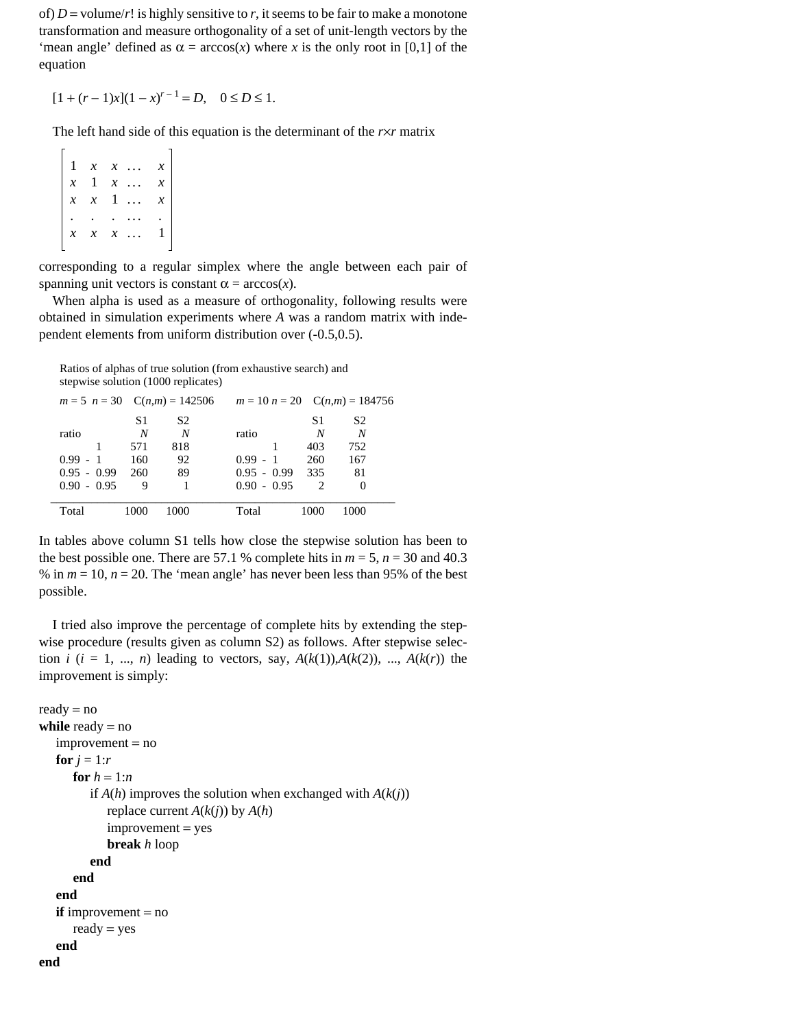of) $D = \text{volume}/r!$ is highly sensitive to $r$, it seems to be fair to make a monotone transformation and measure orthogonality of a set of unit-length vectors by the 'mean angle' defined as $\alpha = \arccos(x)$ where $x$ is the only root in [0,1] of the equation

$$[1 + (r-1)x](1-x)^{r-1} = D, \quad 0 \le D \le 1.$$

The left hand side of this equation is the determinant of the $r \times r$ matrix

$$\begin{bmatrix} 1 & x & x & \dots & x \\ x & 1 & x & \dots & x \\ x & x & 1 & \dots & x \\ . & . & . & \dots & . \\ x & x & x & \dots & 1 \end{bmatrix}$$

corresponding to a regular simplex where the angle between each pair of spanning unit vectors is constant $\alpha = \arccos(x)$.

When alpha is used as a measure of orthogonality, following results were obtained in simulation experiments where $A$ was a random matrix with independent elements from uniform distribution over (-0.5,0.5).

Ratios of alphas of true solution (from exhaustive search) and stepwise solution (1000 replicates)

| $m = 5$ $n = 30$ $C(n,m) = 142506$ | | | $m = 10$ $n = 20$ $C(n,m) = 184756$ | | |
|---|---|---|---|---|---|
| | S1 | S2 | | S1 | S2 |
| ratio | $N$ | $N$ | ratio | $N$ | $N$ |
| 1 | 571 | 818 | 1 | 403 | 752 |
| 0.99 - 1 | 160 | 92 | 0.99 - 1 | 260 | 167 |
| 0.95 - 0.99 | 260 | 89 | 0.95 - 0.99 | 335 | 81 |
| 0.90 - 0.95 | 9 | 1 | 0.90 - 0.95 | 2 | 0 |
| Total | 1000 | 1000 | Total | 1000 | 1000 |

In tables above column S1 tells how close the stepwise solution has been to the best possible one. There are 57.1 % complete hits in $m = 5$, $n = 30$ and 40.3 % in $m = 10$, $n = 20$. The 'mean angle' has never been less than 95% of the best possible.

I tried also improve the percentage of complete hits by extending the stepwise procedure (results given as column S2) as follows. After stepwise selection $i$ ($i = 1, ..., n$) leading to vectors, say, $A(k(1)),A(k(2)), ..., A(k(r))$ the improvement is simply:

```
ready = no
while ready = no
    improvement = no
    for j = 1:r
        for h = 1:n
            if A(h) improves the solution when exchanged with A(k(j))
                replace current A(k(j)) by A(h)
                improvement = yes
                break h loop
            end
        end
    end
    if improvement = no
        ready = yes
    end
end
```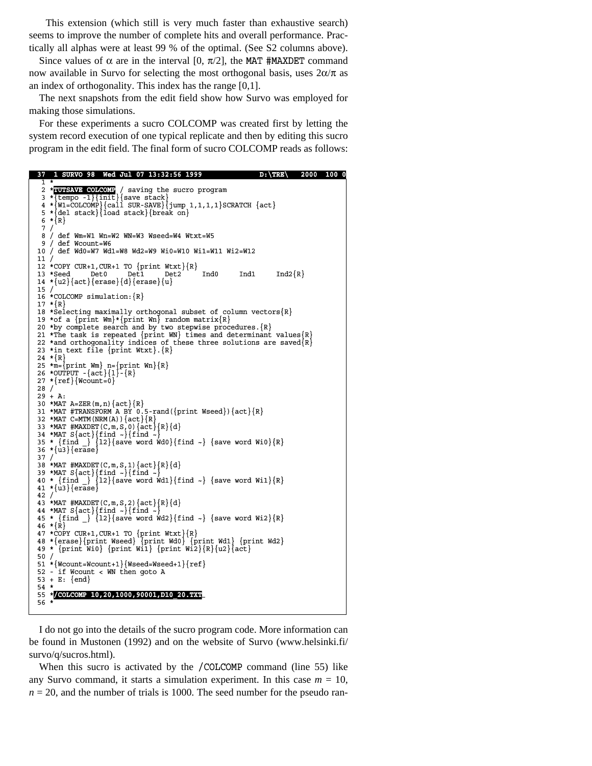This extension (which still is very much faster than exhaustive search) seems to improve the number of complete hits and overall performance. Practically all alphas were at least 99 % of the optimal. (See S2 columns above).

Since values of $\alpha$ are in the interval $[0, \pi/2]$, the `MAT #MAXDET` command now available in Survo for selecting the most orthogonal basis, uses $2\alpha/\pi$ as an index of orthogonality. This index has the range [0,1].

The next snapshots from the edit field show how Survo was employed for making those simulations.

For these experiments a sucro COLCOMP was created first by letting the system record execution of one typical replicate and then by editing this sucro program in the edit field. The final form of sucro COLCOMP reads as follows:

```
 37  1 SURVO 98  Wed Jul 07 13:32:56 1999                  D:\TRE\    2000  100 0
   1 *
   2 *TUTSAVE COLCOMP / saving the sucro program
   3 *{tempo -1}{init}{save stack}
   4 *{W1=COLCOMP}{call SUR-SAVE}{jump 1,1,1,1}SCRATCH {act}
   5 *{del stack}{load stack}{break on}
   6 *{R}
   7 /
   8 / def Wm=W1 Wn=W2 WN=W3 Wseed=W4 Wtxt=W5
   9 / def Wcount=W6
  10 / def Wd0=W7 Wd1=W8 Wd2=W9 Wi0=W10 Wi1=W11 Wi2=W12
  11 /
  12 *COPY CUR+1,CUR+1 TO {print Wtxt}{R}
  13 *Seed     Det0     Det1     Det2     Ind0     Ind1     Ind2{R}
  14 *{u2}{act}{erase}{d}{erase}{u}
  15 /
  16 *COLCOMP simulation:{R}
  17 *{R}
  18 *Selecting maximally orthogonal subset of column vectors{R}
  19 *of a {print Wm}*{print Wn} random matrix{R}
  20 *by complete search and by two stepwise procedures.{R}
  21 *The task is repeated {print WN} times and determinant values{R}
  22 *and orthogonality indices of these three solutions are saved{R}
  23 *in text file {print Wtxt}.{R}
  24 *{R}
  25 *m={print Wm} n={print Wn}{R}
  26 *OUTPUT -{act}{l}-{R}
  27 *{ref}{Wcount=0}
  28 /
  29 + A:
  30 *MAT A=ZER(m,n){act}{R}
  31 *MAT #TRANSFORM A BY 0.5-rand({print Wseed}){act}{R}
  32 *MAT C=MTM(NRM(A)){act}{R}
  33 *MAT #MAXDET(C,m,S,0){act}{R}{d}
  34 *MAT S{act}{find ~}{find ~}
  35 * {find _} {l2}{save word Wd0}{find ~} {save word Wi0}{R}
  36 *{u3}{erase}
  37 /
  38 *MAT #MAXDET(C,m,S,1){act}{R}{d}
  39 *MAT S{act}{find ~}{find ~}
  40 * {find _} {l2}{save word Wd1}{find ~} {save word Wi1}{R}
  41 *{u3}{erase}
  42 /
  43 *MAT #MAXDET(C,m,S,2){act}{R}{d}
  44 *MAT S{act}{find ~}{find ~}
  45 * {find _} {l2}{save word Wd2}{find ~} {save word Wi2}{R}
  46 *{R}
  47 *COPY CUR+1,CUR+1 TO {print Wtxt}{R}
  48 *{erase}{print Wseed} {print Wd0} {print Wd1} {print Wd2}
  49 * {print Wi0} {print Wi1} {print Wi2}{R}{u2}{act}
  50 /
  51 *{Wcount=Wcount+1}{Wseed=Wseed+1}{ref}
  52 - if Wcount < WN then goto A
  53 + E: {end}
  54 *
  55 */COLCOMP 10,20,1000,90001,D10_20.TXT
  56 *
```

I do not go into the details of the sucro program code. More information can be found in Mustonen (1992) and on the website of Survo (www.helsinki.fi/survo/q/sucros.html).

When this sucro is activated by the `/COLCOMP` command (line 55) like any Survo command, it starts a simulation experiment. In this case $m = 10$, $n = 20$, and the number of trials is 1000. The seed number for the pseudo ran-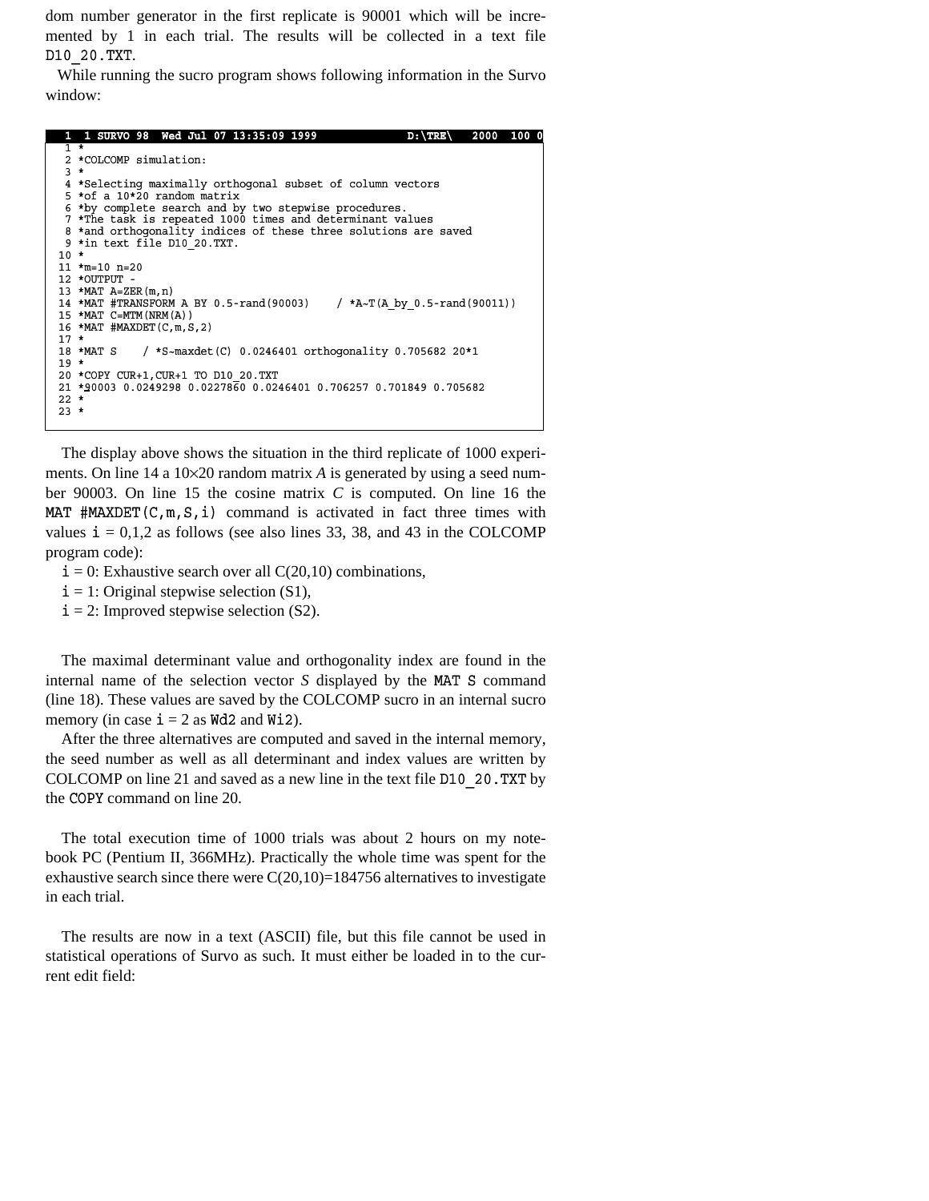dom number generator in the first replicate is 90001 which will be incremented by 1 in each trial. The results will be collected in a text file D10_20.TXT.

While running the sucro program shows following information in the Survo window:

```
  1  1 SURVO 98  Wed Jul 07 13:35:09 1999                  D:\TRE\   2000  100 0
  1 *
  2 *COLCOMP simulation:
  3 *
  4 *Selecting maximally orthogonal subset of column vectors
  5 *of a 10*20 random matrix
  6 *by complete search and by two stepwise procedures.
  7 *The task is repeated 1000 times and determinant values
  8 *and orthogonality indices of these three solutions are saved
  9 *in text file D10_20.TXT.
 10 *
 11 *m=10 n=20
 12 *OUTPUT -
 13 *MAT A=ZER(m,n)
 14 *MAT #TRANSFORM A BY 0.5-rand(90003)    / *A~T(A_by_0.5-rand(90011))
 15 *MAT C=MTM(NRM(A))
 16 *MAT #MAXDET(C,m,S,2)
 17 *
 18 *MAT S    / *S~maxdet(C) 0.0246401 orthogonality 0.705682 20*1
 19 *
 20 *COPY CUR+1,CUR+1 TO D10_20.TXT
 21 *90003 0.0249298 0.0227860 0.0246401 0.706257 0.701849 0.705682
 22 *
 23 *
```

The display above shows the situation in the third replicate of 1000 experiments. On line 14 a 10×20 random matrix *A* is generated by using a seed number 90003. On line 15 the cosine matrix *C* is computed. On line 16 the MAT #MAXDET(C,m,S,i) command is activated in fact three times with values i = 0,1,2 as follows (see also lines 33, 38, and 43 in the COLCOMP program code):

i = 0: Exhaustive search over all C(20,10) combinations,
i = 1: Original stepwise selection (S1),
i = 2: Improved stepwise selection (S2).

The maximal determinant value and orthogonality index are found in the internal name of the selection vector *S* displayed by the MAT S command (line 18). These values are saved by the COLCOMP sucro in an internal sucro memory (in case i = 2 as Wd2 and Wi2).

After the three alternatives are computed and saved in the internal memory, the seed number as well as all determinant and index values are written by COLCOMP on line 21 and saved as a new line in the text file D10_20.TXT by the COPY command on line 20.

The total execution time of 1000 trials was about 2 hours on my notebook PC (Pentium II, 366MHz). Practically the whole time was spent for the exhaustive search since there were C(20,10)=184756 alternatives to investigate in each trial.

The results are now in a text (ASCII) file, but this file cannot be used in statistical operations of Survo as such. It must either be loaded in to the current edit field: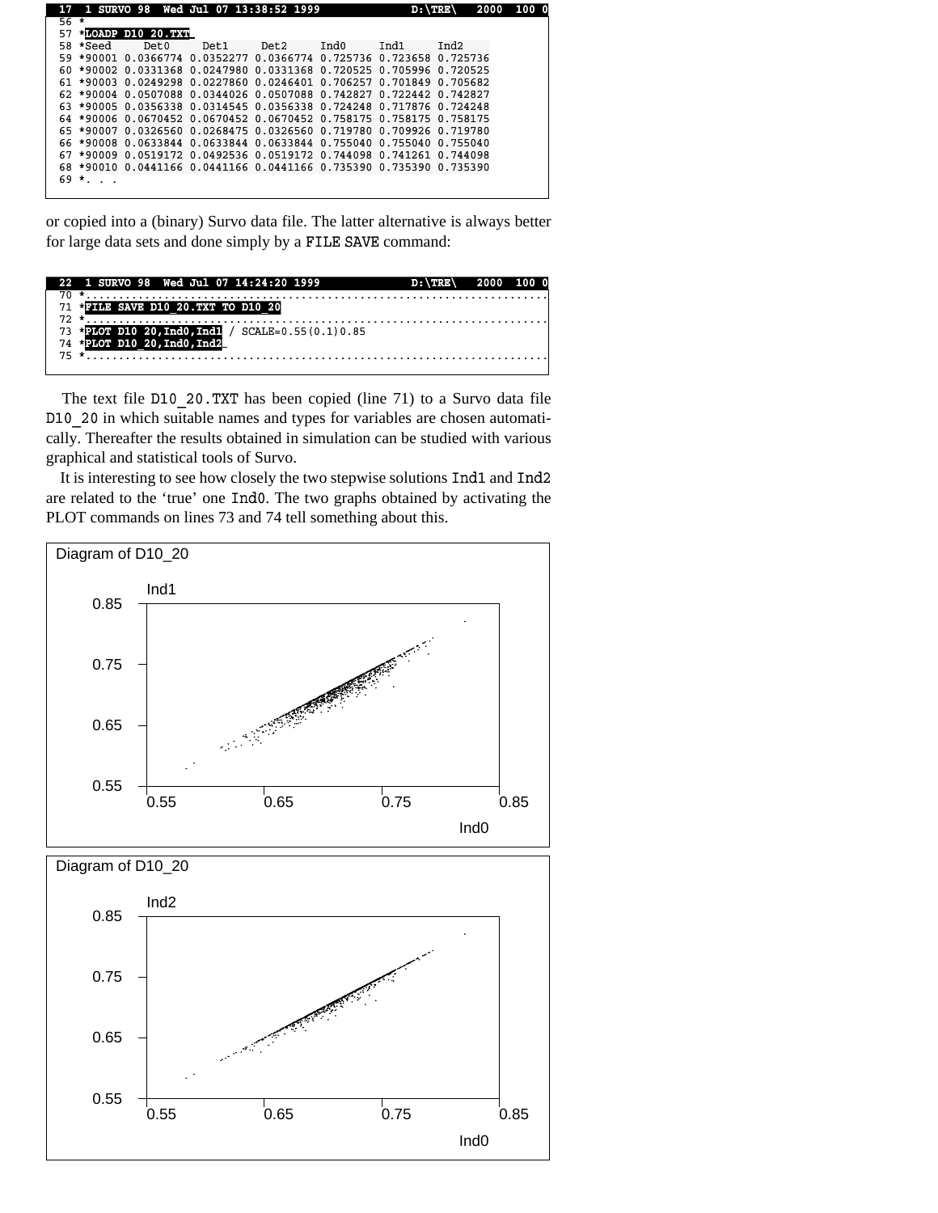```
 17  1 SURVO 98  Wed Jul 07 13:38:52 1999                    D:\TRE\   2000  100 0
 56 *
 57 *LOADP D10_20.TXT
 58 *Seed      Det0      Det1      Det2      Ind0     Ind1     Ind2
 59 *90001 0.0366774 0.0352277 0.0366774 0.725736 0.723658 0.725736
 60 *90002 0.0331368 0.0247980 0.0331368 0.720525 0.705996 0.720525
 61 *90003 0.0249298 0.0227860 0.0246401 0.706257 0.701849 0.705682
 62 *90004 0.0507088 0.0344026 0.0507088 0.742827 0.722442 0.742827
 63 *90005 0.0356338 0.0314545 0.0356338 0.724248 0.717876 0.724248
 64 *90006 0.0670452 0.0670452 0.0670452 0.758175 0.758175 0.758175
 65 *90007 0.0326560 0.0268475 0.0326560 0.719780 0.709926 0.719780
 66 *90008 0.0633844 0.0633844 0.0633844 0.755040 0.755040 0.755040
 67 *90009 0.0519172 0.0492536 0.0519172 0.744098 0.741261 0.744098
 68 *90010 0.0441166 0.0441166 0.0441166 0.735390 0.735390 0.735390
 69 *. . .
```

or copied into a (binary) Survo data file. The latter alternative is always better for large data sets and done simply by a FILE SAVE command:

```
 22  1 SURVO 98  Wed Jul 07 14:24:20 1999                    D:\TRE\   2000  100 0
 70 *..........................................................................
 71 *FILE SAVE D10_20.TXT TO D10_20
 72 *..........................................................................
 73 *PLOT D10_20,Ind0,Ind1 / SCALE=0.55(0.1)0.85
 74 *PLOT D10_20,Ind0,Ind2
 75 *..........................................................................
```

The text file D10_20.TXT has been copied (line 71) to a Survo data file D10_20 in which suitable names and types for variables are chosen automatically. Thereafter the results obtained in simulation can be studied with various graphical and statistical tools of Survo.

It is interesting to see how closely the two stepwise solutions Ind1 and Ind2 are related to the 'true' one Ind0. The two graphs obtained by activating the PLOT commands on lines 73 and 74 tell something about this.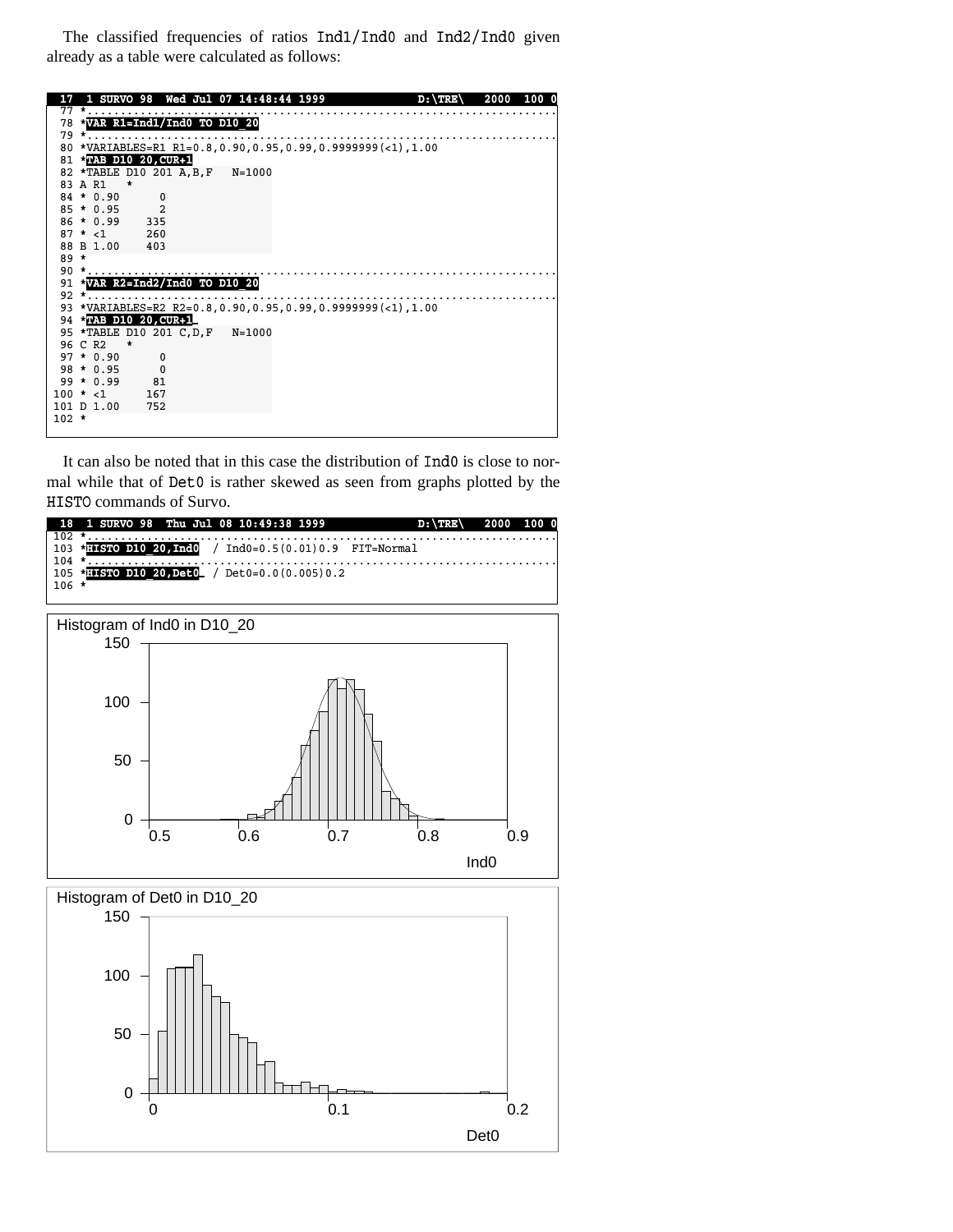The classified frequencies of ratios Ind1/Ind0 and Ind2/Ind0 given already as a table were calculated as follows:

```
 17  1 SURVO 98  Wed Jul 07 14:48:44 1999                    D:\TRE\   2000  100 0
 77 *......................................................................
 78 *VAR R1=Ind1/Ind0 TO D10_20
 79 *......................................................................
 80 *VARIABLES=R1 R1=0.8,0.90,0.95,0.99,0.9999999(<1),1.00
 81 *TAB D10_20,CUR+1
 82 *TABLE D10 201 A,B,F   N=1000
 83 A R1    *
 84 * 0.90       0
 85 * 0.95       2
 86 * 0.99     335
 87 * <1       260
 88 B 1.00     403
 89 *
 90 *......................................................................
 91 *VAR R2=Ind2/Ind0 TO D10_20
 92 *......................................................................
 93 *VARIABLES=R2 R2=0.8,0.90,0.95,0.99,0.9999999(<1),1.00
 94 *TAB D10_20,CUR+1
 95 *TABLE D10 201 C,D,F   N=1000
 96 C R2    *
 97 * 0.90       0
 98 * 0.95       0
 99 * 0.99      81
100 * <1       167
101 D 1.00     752
102 *
```

It can also be noted that in this case the distribution of Ind0 is close to normal while that of Det0 is rather skewed as seen from graphs plotted by the HISTO commands of Survo.

```
 18  1 SURVO 98  Thu Jul 08 10:49:38 1999                    D:\TRE\   2000  100 0
102 *......................................................................
103 *HISTO D10_20,Ind0  / Ind0=0.5(0.01)0.9  FIT=Normal
104 *......................................................................
105 *HISTO D10_20,Det0_ / Det0=0.0(0.005)0.2
106 *
```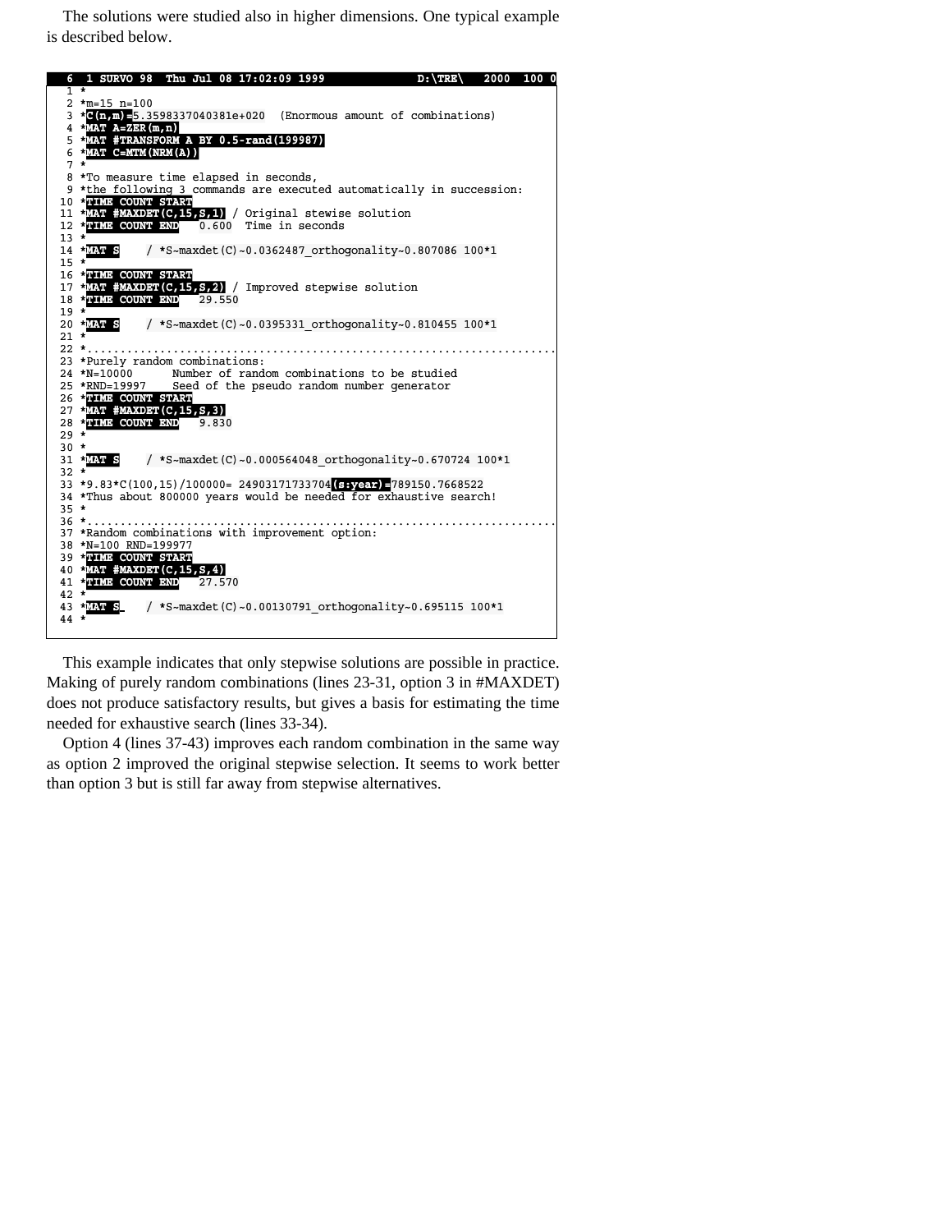The solutions were studied also in higher dimensions. One typical example is described below.

```
  6  1 SURVO 98  Thu Jul 08 17:02:09 1999                    D:\TRE\    2000  100 0
  1 *
  2 *m=15 n=100
  3 *C(n,m)=5.3598337040381e+020  (Enormous amount of combinations)
  4 *MAT A=ZER(m,n)
  5 *MAT #TRANSFORM A BY 0.5-rand(199987)
  6 *MAT C=MTM(NRM(A))
  7 *
  8 *To measure time elapsed in seconds,
  9 *the following 3 commands are executed automatically in succession:
 10 *TIME COUNT START
 11 *MAT #MAXDET(C,15,S,1) / Original stewise solution
 12 *TIME COUNT END    0.600  Time in seconds
 13 *
 14 *MAT S     / *S~maxdet(C)~0.0362487_orthogonality~0.807086 100*1
 15 *
 16 *TIME COUNT START
 17 *MAT #MAXDET(C,15,S,2) / Improved stepwise solution
 18 *TIME COUNT END    29.550
 19 *
 20 *MAT S     / *S~maxdet(C)~0.0395331_orthogonality~0.810455 100*1
 21 *
 22 *......................................................................
 23 *Purely random combinations:
 24 *N=10000       Number of random combinations to be studied
 25 *RND=19997     Seed of the pseudo random number generator
 26 *TIME COUNT START
 27 *MAT #MAXDET(C,15,S,3)
 28 *TIME COUNT END    9.830
 29 *
 30 *
 31 *MAT S     / *S~maxdet(C)~0.000564048_orthogonality~0.670724 100*1
 32 *
 33 *9.83*C(100,15)/100000= 24903171733704(s:year)=789150.7668522
 34 *Thus about 800000 years would be needed for exhaustive search!
 35 *
 36 *......................................................................
 37 *Random combinations with improvement option:
 38 *N=100 RND=199977
 39 *TIME COUNT START
 40 *MAT #MAXDET(C,15,S,4)
 41 *TIME COUNT END    27.570
 42 *
 43 *MAT S_    / *S~maxdet(C)~0.00130791_orthogonality~0.695115 100*1
 44 *
```

This example indicates that only stepwise solutions are possible in practice. Making of purely random combinations (lines 23-31, option 3 in #MAXDET) does not produce satisfactory results, but gives a basis for estimating the time needed for exhaustive search (lines 33-34).

Option 4 (lines 37-43) improves each random combination in the same way as option 2 improved the original stepwise selection. It seems to work better than option 3 but is still far away from stepwise alternatives.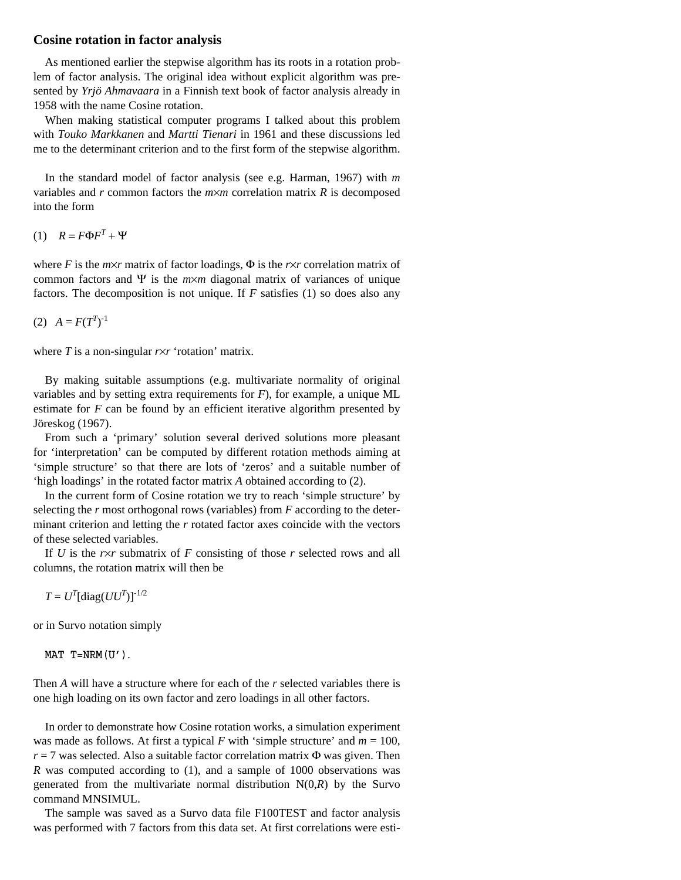## Cosine rotation in factor analysis

As mentioned earlier the stepwise algorithm has its roots in a rotation problem of factor analysis. The original idea without explicit algorithm was presented by *Yrjö Ahmavaara* in a Finnish text book of factor analysis already in 1958 with the name Cosine rotation.

When making statistical computer programs I talked about this problem with *Touko Markkanen* and *Martti Tienari* in 1961 and these discussions led me to the determinant criterion and to the first form of the stepwise algorithm.

In the standard model of factor analysis (see e.g. Harman, 1967) with $m$ variables and $r$ common factors the $m \times m$ correlation matrix $R$ is decomposed into the form

$$(1) \quad R = F\Phi F^T + \Psi$$

where $F$ is the $m \times r$ matrix of factor loadings, $\Phi$ is the $r \times r$ correlation matrix of common factors and $\Psi$ is the $m \times m$ diagonal matrix of variances of unique factors. The decomposition is not unique. If $F$ satisfies (1) so does also any

$$(2) \quad A = F(T^T)^{-1}$$

where $T$ is a non-singular $r \times r$ 'rotation' matrix.

By making suitable assumptions (e.g. multivariate normality of original variables and by setting extra requirements for $F$), for example, a unique ML estimate for $F$ can be found by an efficient iterative algorithm presented by Jöreskog (1967).

From such a 'primary' solution several derived solutions more pleasant for 'interpretation' can be computed by different rotation methods aiming at 'simple structure' so that there are lots of 'zeros' and a suitable number of 'high loadings' in the rotated factor matrix $A$ obtained according to (2).

In the current form of Cosine rotation we try to reach 'simple structure' by selecting the $r$ most orthogonal rows (variables) from $F$ according to the determinant criterion and letting the $r$ rotated factor axes coincide with the vectors of these selected variables.

If $U$ is the $r \times r$ submatrix of $F$ consisting of those $r$ selected rows and all columns, the rotation matrix will then be

$$T = U^T[\text{diag}(UU^T)]^{-1/2}$$

or in Survo notation simply

```
MAT T=NRM(U').
```

Then $A$ will have a structure where for each of the $r$ selected variables there is one high loading on its own factor and zero loadings in all other factors.

In order to demonstrate how Cosine rotation works, a simulation experiment was made as follows. At first a typical $F$ with 'simple structure' and $m = 100$, $r = 7$ was selected. Also a suitable factor correlation matrix $\Phi$ was given. Then $R$ was computed according to (1), and a sample of 1000 observations was generated from the multivariate normal distribution $N(0,R)$ by the Survo command MNSIMUL.

The sample was saved as a Survo data file F100TEST and factor analysis was performed with 7 factors from this data set. At first correlations were esti-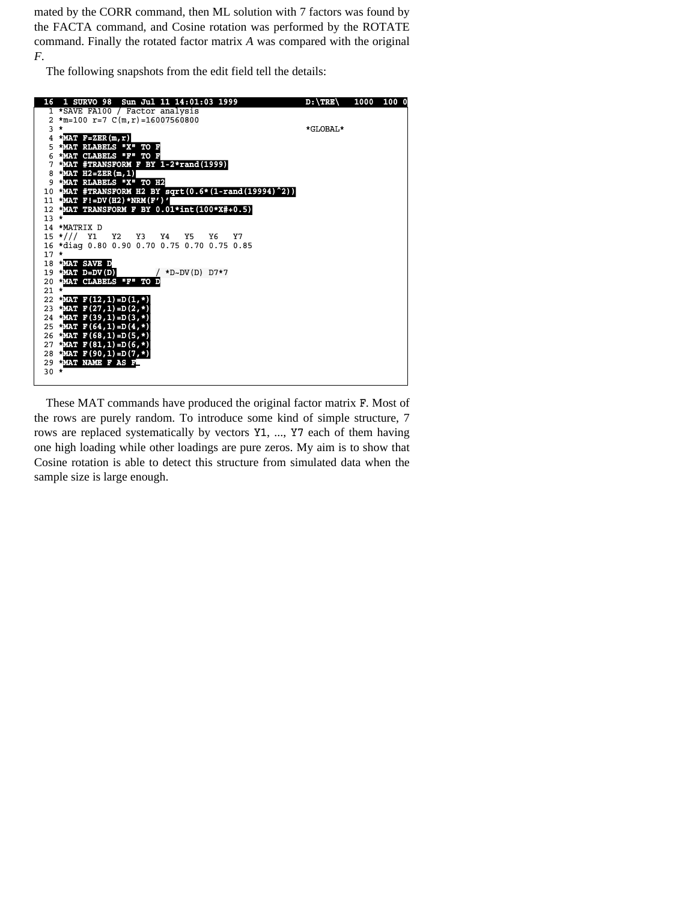mated by the CORR command, then ML solution with 7 factors was found by the FACTA command, and Cosine rotation was performed by the ROTATE command. Finally the rotated factor matrix $A$ was compared with the original $F$.

The following snapshots from the edit field tell the details:

```
 16  1 SURVO 98  Sun Jul 11 14:01:03 1999              D:\TRE\   1000  100 0
  1 *SAVE FA100 / Factor analysis
  2 *m=100 r=7 C(m,r)=16007560800
  3 *                                                     *GLOBAL*
  4 *MAT F=ZER(m,r)
  5 *MAT RLABELS "X" TO F
  6 *MAT CLABELS "F" TO F
  7 *MAT #TRANSFORM F BY 1-2*rand(1999)
  8 *MAT H2=ZER(m,1)
  9 *MAT RLABELS "X" TO H2
 10 *MAT #TRANSFORM H2 BY sqrt(0.6*(1-rand(19994)^2))
 11 *MAT F!=DV(H2)*NRM(F')'
 12 *MAT TRANSFORM F BY 0.01*int(100*X#+0.5)
 13 *
 14 *MATRIX D
 15 *///  Y1   Y2   Y3   Y4   Y5   Y6   Y7
 16 *diag 0.80 0.90 0.70 0.75 0.70 0.75 0.85
 17 *
 18 *MAT SAVE D
 19 *MAT D=DV(D)          / *D~DV(D) D7*7
 20 *MAT CLABELS "F" TO D
 21 *
 22 *MAT F(12,1)=D(1,*)
 23 *MAT F(27,1)=D(2,*)
 24 *MAT F(39,1)=D(3,*)
 25 *MAT F(64,1)=D(4,*)
 26 *MAT F(68,1)=D(5,*)
 27 *MAT F(81,1)=D(6,*)
 28 *MAT F(90,1)=D(7,*)
 29 *MAT NAME F AS F
 30 *
```

These MAT commands have produced the original factor matrix F. Most of the rows are purely random. To introduce some kind of simple structure, 7 rows are replaced systematically by vectors Y1, ..., Y7 each of them having one high loading while other loadings are pure zeros. My aim is to show that Cosine rotation is able to detect this structure from simulated data when the sample size is large enough.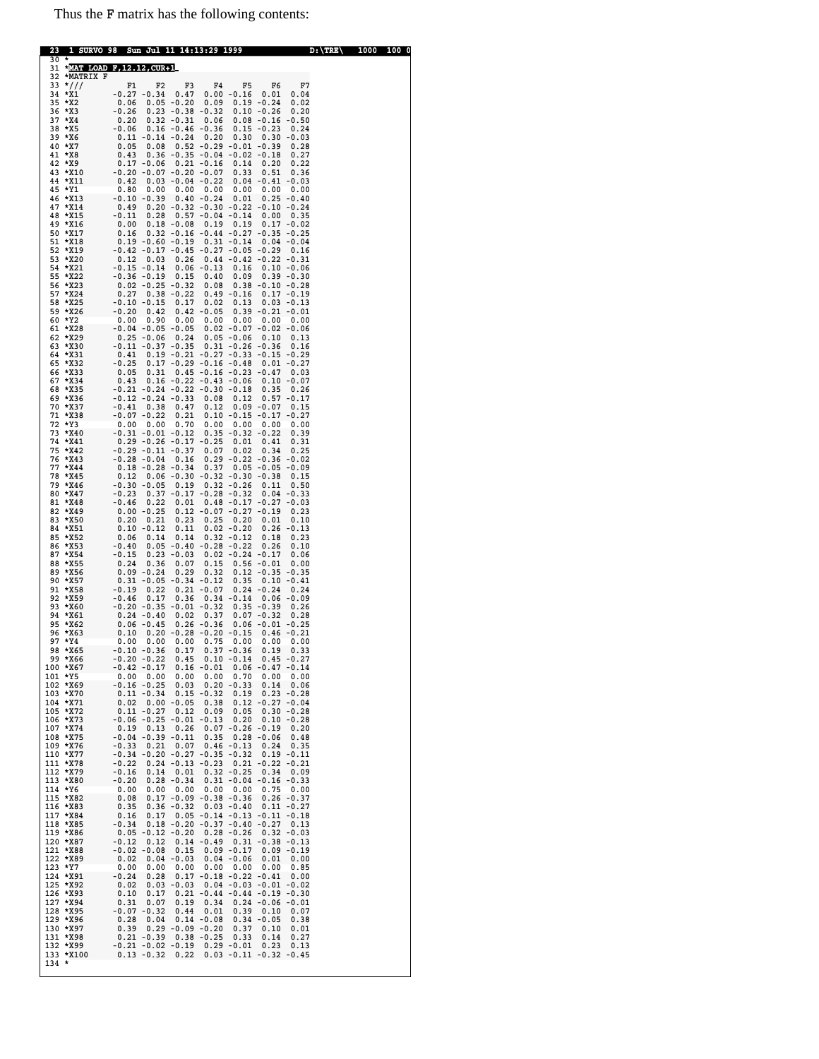Thus the F matrix has the following contents:

```
 23  1 SURVO 98  Sun Jul 11 14:13:29 1999            D:\TRE\   1000  100 0
 30 *
 31 *MAT LOAD F,12.12,CUR+1_
 32 *MATRIX F
 33 *///           F1    F2    F3    F4    F5    F6    F7
 34 *X1         -0.27 -0.34  0.47  0.00 -0.16  0.01  0.04
 35 *X2          0.06  0.05 -0.20  0.09  0.19 -0.24  0.02
 36 *X3         -0.26  0.23 -0.38 -0.32  0.10 -0.26  0.20
 37 *X4          0.20  0.32 -0.31  0.06  0.08 -0.16 -0.50
 38 *X5         -0.06  0.16 -0.46 -0.36  0.15 -0.23  0.24
 39 *X6          0.11 -0.14 -0.24  0.20  0.30  0.30 -0.03
 40 *X7          0.05  0.08  0.52 -0.29 -0.01 -0.39  0.28
 41 *X8          0.43  0.36 -0.35 -0.04 -0.02 -0.18  0.27
 42 *X9          0.17 -0.06  0.21 -0.16  0.14  0.20  0.22
 43 *X10        -0.20 -0.07 -0.20 -0.07  0.33  0.51  0.36
 44 *X11         0.42  0.03 -0.04 -0.22  0.04 -0.41 -0.03
 45 *Y1          0.80  0.00  0.00  0.00  0.00  0.00  0.00
 46 *X13        -0.10 -0.39  0.40 -0.24  0.01  0.25 -0.40
 47 *X14         0.49  0.20 -0.32 -0.30 -0.22 -0.10 -0.24
 48 *X15        -0.11  0.28  0.57 -0.04 -0.14  0.00  0.35
 49 *X16         0.00  0.18 -0.08  0.19  0.19  0.17 -0.02
 50 *X17         0.16  0.32 -0.16 -0.44 -0.27 -0.35 -0.25
 51 *X18         0.19 -0.60 -0.19  0.31 -0.14  0.04 -0.04
 52 *X19        -0.42 -0.17 -0.45 -0.27 -0.05 -0.29  0.16
 53 *X20         0.12  0.03  0.26  0.44 -0.42 -0.22 -0.31
 54 *X21        -0.15 -0.14  0.06 -0.13  0.16  0.10 -0.06
 55 *X22        -0.36 -0.19  0.15  0.40  0.09  0.39 -0.30
 56 *X23         0.02 -0.25 -0.32  0.08  0.38 -0.10 -0.28
 57 *X24         0.27  0.38 -0.22  0.49 -0.16  0.17 -0.19
 58 *X25        -0.10 -0.15  0.17  0.02  0.13  0.03 -0.13
 59 *X26        -0.20  0.42  0.42 -0.05  0.39 -0.21 -0.01
 60 *Y2          0.00  0.90  0.00  0.00  0.00  0.00  0.00
 61 *X28        -0.04 -0.05 -0.05  0.02 -0.07 -0.02 -0.06
 62 *X29         0.25 -0.06  0.24  0.05 -0.06  0.10  0.13
 63 *X30        -0.11 -0.37 -0.35  0.31 -0.26 -0.36  0.16
 64 *X31         0.41  0.19 -0.21 -0.27 -0.33 -0.15 -0.29
 65 *X32        -0.25  0.17 -0.29 -0.16 -0.48  0.01 -0.27
 66 *X33         0.05  0.31  0.45 -0.16 -0.23 -0.47  0.03
 67 *X34         0.43  0.16 -0.22 -0.43 -0.06  0.10 -0.07
 68 *X35        -0.21 -0.24 -0.22 -0.30 -0.18  0.35  0.26
 69 *X36        -0.12 -0.24 -0.33  0.08  0.12  0.57 -0.17
 70 *X37        -0.41  0.38  0.47  0.12  0.09 -0.07  0.15
 71 *X38        -0.07 -0.22  0.21  0.10 -0.15 -0.17 -0.27
 72 *Y3          0.00  0.00  0.70  0.00  0.00  0.00  0.00
 73 *X40        -0.31 -0.01 -0.12  0.35 -0.32 -0.22  0.39
 74 *X41         0.29 -0.26 -0.17 -0.25  0.01  0.41  0.31
 75 *X42        -0.29 -0.11 -0.37  0.07  0.02  0.34  0.25
 76 *X43        -0.28 -0.04  0.16  0.29 -0.22 -0.36 -0.02
 77 *X44         0.18 -0.28 -0.34  0.37  0.05 -0.05 -0.09
 78 *X45         0.12  0.06 -0.30 -0.32 -0.30 -0.38  0.15
 79 *X46        -0.30 -0.05  0.19  0.32 -0.26  0.11  0.50
 80 *X47        -0.23  0.37 -0.17 -0.28 -0.32  0.04 -0.33
 81 *X48        -0.46  0.22  0.01  0.48 -0.17 -0.27 -0.03
 82 *X49         0.00 -0.25  0.12 -0.07 -0.27 -0.19  0.23
 83 *X50         0.20  0.21  0.23  0.25  0.20  0.01  0.10
 84 *X51         0.10 -0.12  0.11  0.02 -0.20  0.26 -0.13
 85 *X52         0.06  0.14  0.14  0.32 -0.12  0.18  0.23
 86 *X53        -0.40  0.05 -0.40 -0.28 -0.22  0.26  0.10
 87 *X54        -0.15  0.23 -0.03  0.02 -0.24 -0.17  0.06
 88 *X55         0.24  0.36  0.07  0.15  0.56 -0.01  0.00
 89 *X56         0.09 -0.24  0.29  0.32  0.12 -0.35 -0.35
 90 *X57         0.31 -0.05 -0.34 -0.12  0.35  0.10 -0.41
 91 *X58        -0.19  0.22  0.21 -0.07  0.24 -0.24  0.24
 92 *X59        -0.46  0.17  0.36  0.34 -0.14  0.06 -0.09
 93 *X60        -0.20 -0.35 -0.01 -0.32  0.35 -0.39  0.26
 94 *X61         0.24 -0.40  0.02  0.37  0.07 -0.32  0.28
 95 *X62         0.06 -0.45  0.26 -0.36  0.06 -0.01 -0.25
 96 *X63         0.10  0.20 -0.28 -0.20 -0.15  0.46 -0.21
 97 *Y4          0.00  0.00  0.00  0.75  0.00  0.00  0.00
 98 *X65        -0.10 -0.36  0.17  0.37 -0.36  0.19  0.33
 99 *X66        -0.20 -0.22  0.45  0.10 -0.14  0.45 -0.27
100 *X67        -0.42 -0.17  0.16 -0.01  0.06 -0.47 -0.14
101 *Y5          0.00  0.00  0.00  0.00  0.70  0.00  0.00
102 *X69        -0.16 -0.25  0.03  0.20 -0.33  0.14  0.06
103 *X70         0.11 -0.34  0.15 -0.32  0.19  0.23 -0.28
104 *X71         0.02  0.00 -0.05  0.38  0.12 -0.27 -0.04
105 *X72         0.11 -0.27  0.12  0.09  0.05  0.30 -0.28
106 *X73        -0.06 -0.25 -0.01 -0.13  0.20  0.10 -0.28
107 *X74         0.19  0.13  0.26  0.07 -0.26 -0.19  0.20
108 *X75        -0.04 -0.39 -0.11  0.35  0.28 -0.06  0.48
109 *X76        -0.33  0.21  0.07  0.46 -0.13  0.24  0.35
110 *X77        -0.34 -0.20 -0.27 -0.35 -0.32  0.19 -0.11
111 *X78        -0.22  0.24 -0.13 -0.23  0.21 -0.22 -0.21
112 *X79        -0.16  0.14  0.01  0.32 -0.25  0.34  0.09
113 *X80        -0.20  0.28 -0.34  0.31 -0.04 -0.16 -0.33
114 *Y6          0.00  0.00  0.00  0.00  0.00  0.75  0.00
115 *X82         0.08  0.17 -0.09 -0.38 -0.36  0.26 -0.37
116 *X83         0.35  0.36 -0.32  0.03 -0.40  0.11 -0.27
117 *X84         0.16  0.17  0.05 -0.14 -0.13 -0.11 -0.18
118 *X85        -0.34  0.18 -0.20 -0.37 -0.40 -0.27  0.13
119 *X86         0.05 -0.12 -0.20  0.28 -0.26  0.32 -0.03
120 *X87        -0.12  0.12  0.14 -0.49  0.31 -0.38 -0.13
121 *X88        -0.02 -0.08  0.15  0.09 -0.17  0.09 -0.19
122 *X89         0.02  0.04 -0.03  0.04 -0.06  0.01  0.00
123 *Y7          0.00  0.00  0.00  0.00  0.00  0.00  0.85
124 *X91        -0.24  0.28  0.17 -0.18 -0.22 -0.41  0.00
125 *X92         0.02  0.03 -0.03  0.04 -0.03 -0.01 -0.02
126 *X93         0.10  0.17  0.21 -0.44 -0.44 -0.19 -0.30
127 *X94         0.31  0.07  0.19  0.34  0.24 -0.06 -0.01
128 *X95        -0.07 -0.32  0.44  0.01  0.39  0.10  0.07
129 *X96         0.28  0.04  0.14 -0.08  0.34 -0.05  0.38
130 *X97         0.39  0.29 -0.09 -0.20  0.37  0.10  0.01
131 *X98         0.21 -0.39  0.38 -0.25  0.33  0.14  0.27
132 *X99        -0.21 -0.02 -0.19  0.29 -0.01  0.23  0.13
133 *X100        0.13 -0.32  0.22  0.03 -0.11 -0.32 -0.45
134 *
```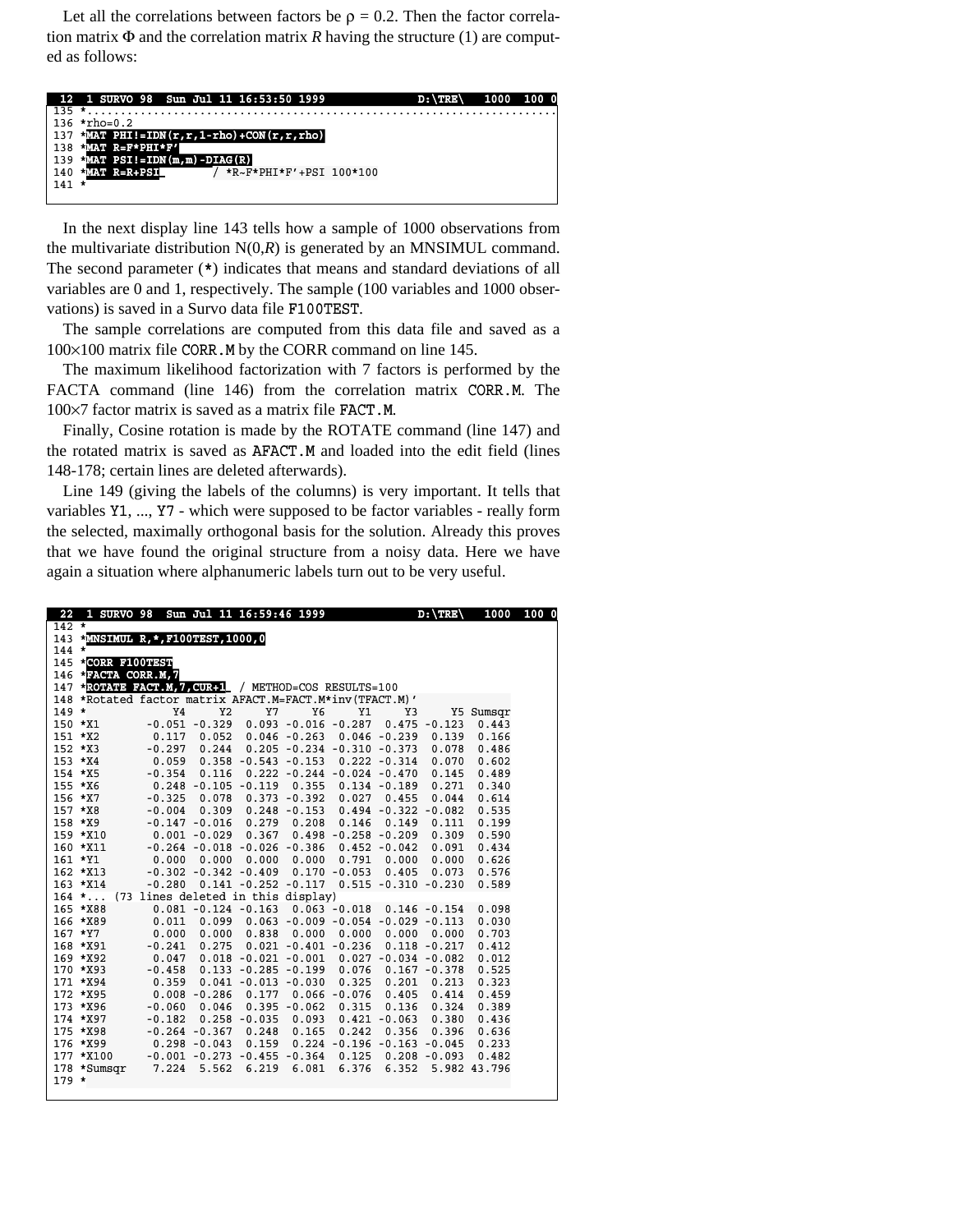Let all the correlations between factors be ρ = 0.2. Then the factor correlation matrix Φ and the correlation matrix $R$ having the structure (1) are computed as follows:

```
 12  1 SURVO 98  Sun Jul 11 16:53:50 1999                    D:\TRE\    1000  100 0
135 *...................................................................
136 *rho=0.2
137 *MAT PHI!=IDN(r,r,1-rho)+CON(r,r,rho)
138 *MAT R=F*PHI*F'
139 *MAT PSI!=IDN(m,m)-DIAG(R)
140 *MAT R=R+PSI          / *R~F*PHI*F'+PSI 100*100
141 *
```

In the next display line 143 tells how a sample of 1000 observations from the multivariate distribution N(0,$R$) is generated by an MNSIMUL command. The second parameter (*) indicates that means and standard deviations of all variables are 0 and 1, respectively. The sample (100 variables and 1000 observations) is saved in a Survo data file F100TEST.

The sample correlations are computed from this data file and saved as a 100×100 matrix file CORR.M by the CORR command on line 145.

The maximum likelihood factorization with 7 factors is performed by the FACTA command (line 146) from the correlation matrix CORR.M. The 100×7 factor matrix is saved as a matrix file FACT.M.

Finally, Cosine rotation is made by the ROTATE command (line 147) and the rotated matrix is saved as AFACT.M and loaded into the edit field (lines 148-178; certain lines are deleted afterwards).

Line 149 (giving the labels of the columns) is very important. It tells that variables Y1, ..., Y7 - which were supposed to be factor variables - really form the selected, maximally orthogonal basis for the solution. Already this proves that we have found the original structure from a noisy data. Here we have again a situation where alphanumeric labels turn out to be very useful.

```
 22  1 SURVO 98  Sun Jul 11 16:59:46 1999                    D:\TRE\    1000  100 0
142 *
143 *MNSIMUL R,*,F100TEST,1000,0
144 *
145 *CORR F100TEST
146 *FACTA CORR.M,7
147 *ROTATE FACT.M,7,CUR+1  / METHOD=COS RESULTS=100
148 *Rotated factor matrix AFACT.M=FACT.M*inv(TFACT.M)'
149 *           Y4     Y2     Y7     Y6     Y1     Y3     Y5 Sumsqr
150 *X1      -0.051 -0.329  0.093 -0.016 -0.287  0.475 -0.123  0.443
151 *X2       0.117  0.052  0.046 -0.263  0.046 -0.239  0.139  0.166
152 *X3      -0.297  0.244  0.205 -0.234 -0.310 -0.373  0.078  0.486
153 *X4       0.059  0.358 -0.543 -0.153  0.222 -0.314  0.070  0.602
154 *X5      -0.354  0.116  0.222 -0.244 -0.024 -0.470  0.145  0.489
155 *X6       0.248 -0.105 -0.119  0.355  0.134 -0.189  0.271  0.340
156 *X7      -0.325  0.078  0.373 -0.392  0.027  0.455  0.044  0.614
157 *X8      -0.004  0.309  0.248 -0.153  0.494 -0.322 -0.082  0.535
158 *X9      -0.147 -0.016  0.279  0.208  0.146  0.149  0.111  0.199
159 *X10      0.001 -0.029  0.367  0.498 -0.258 -0.209  0.309  0.590
160 *X11     -0.264 -0.018 -0.026 -0.386  0.452 -0.042  0.091  0.434
161 *Y1       0.000  0.000  0.000  0.000  0.791  0.000  0.000  0.626
162 *X13     -0.302 -0.342 -0.409  0.170 -0.053  0.405  0.073  0.576
163 *X14     -0.280  0.141 -0.252 -0.117  0.515 -0.310 -0.230  0.589
164 *... (73 lines deleted in this display)
165 *X88      0.081 -0.124 -0.163  0.063 -0.018  0.146 -0.154  0.098
166 *X89      0.011  0.099  0.063 -0.009 -0.054 -0.029 -0.113  0.030
167 *Y7       0.000  0.000  0.838  0.000  0.000  0.000  0.000  0.703
168 *X91     -0.241  0.275  0.021 -0.401 -0.236  0.118 -0.217  0.412
169 *X92      0.047  0.018 -0.021 -0.001  0.027 -0.034 -0.082  0.012
170 *X93     -0.458  0.133 -0.285 -0.199  0.076  0.167 -0.378  0.525
171 *X94      0.359  0.041 -0.013 -0.030  0.325  0.201  0.213  0.323
172 *X95      0.008 -0.286  0.177  0.066 -0.076  0.405  0.414  0.459
173 *X96     -0.060  0.046  0.395 -0.062  0.315  0.136  0.324  0.389
174 *X97     -0.182  0.258 -0.035  0.093  0.421 -0.063  0.380  0.436
175 *X98     -0.264 -0.367  0.248  0.165  0.242  0.356  0.396  0.636
176 *X99      0.298 -0.043  0.159  0.224 -0.196 -0.163 -0.045  0.233
177 *X100    -0.001 -0.273 -0.455 -0.364  0.125  0.208 -0.093  0.482
178 *Sumsqr   7.224  5.562  6.219  6.081  6.376  6.352  5.982 43.796
179 *
```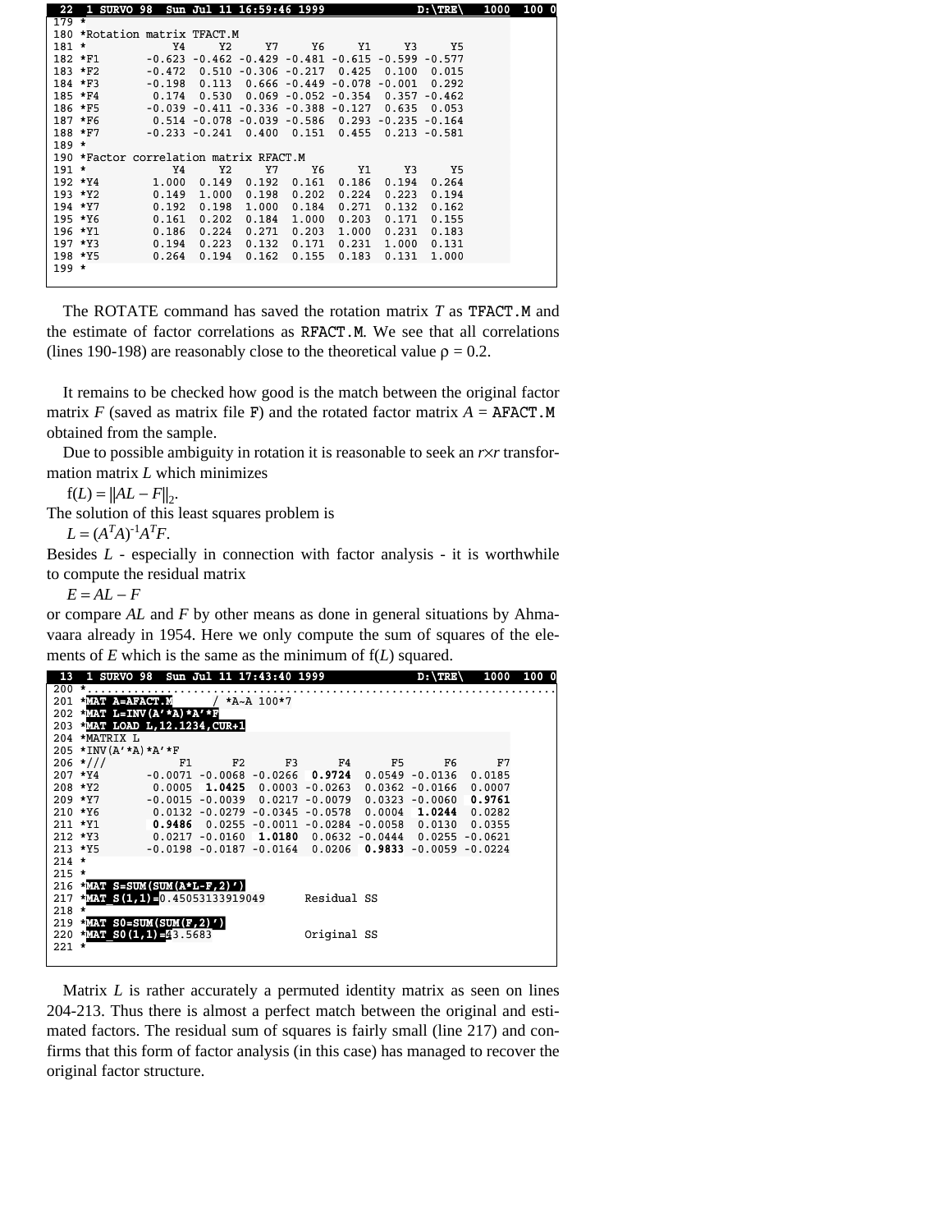```
 22  1 SURVO 98  Sun Jul 11 16:59:46 1999                    D:\TRE\   1000  100 0
179 *
180 *Rotation matrix TFACT.M
181 *             Y4     Y2     Y7     Y6     Y1     Y3     Y5
182 *F1       -0.623 -0.462 -0.429 -0.481 -0.615 -0.599 -0.577
183 *F2       -0.472  0.510 -0.306 -0.217  0.425  0.100  0.015
184 *F3       -0.198  0.113  0.666 -0.449 -0.078 -0.001  0.292
185 *F4        0.174  0.530  0.069 -0.052 -0.354  0.357 -0.462
186 *F5       -0.039 -0.411 -0.336 -0.388 -0.127  0.635  0.053
187 *F6        0.514 -0.078 -0.039 -0.586  0.293 -0.235 -0.164
188 *F7       -0.233 -0.241  0.400  0.151  0.455  0.213 -0.581
189 *
190 *Factor correlation matrix RFACT.M
191 *             Y4     Y2     Y7     Y6     Y1     Y3     Y5
192 *Y4        1.000  0.149  0.192  0.161  0.186  0.194  0.264
193 *Y2        0.149  1.000  0.198  0.202  0.224  0.223  0.194
194 *Y7        0.192  0.198  1.000  0.184  0.271  0.132  0.162
195 *Y6        0.161  0.202  0.184  1.000  0.203  0.171  0.155
196 *Y1        0.186  0.224  0.271  0.203  1.000  0.231  0.183
197 *Y3        0.194  0.223  0.132  0.171  0.231  1.000  0.131
198 *Y5        0.264  0.194  0.162  0.155  0.183  0.131  1.000
199 *
```

The ROTATE command has saved the rotation matrix $T$ as TFACT.M and the estimate of factor correlations as RFACT.M. We see that all correlations (lines 190-198) are reasonably close to the theoretical value $\rho = 0.2$.

It remains to be checked how good is the match between the original factor matrix $F$ (saved as matrix file F) and the rotated factor matrix $A$ = AFACT.M obtained from the sample.

Due to possible ambiguity in rotation it is reasonable to seek an $r{\times}r$ transformation matrix $L$ which minimizes

$$f(L) = \|AL - F\|_2.$$

The solution of this least squares problem is

$$L = (A^T A)^{-1} A^T F.$$

Besides $L$ - especially in connection with factor analysis - it is worthwhile to compute the residual matrix

$$E = AL - F$$

or compare $AL$ and $F$ by other means as done in general situations by Ahmavaara already in 1954. Here we only compute the sum of squares of the elements of $E$ which is the same as the minimum of $f(L)$ squared.

```
 13  1 SURVO 98  Sun Jul 11 17:43:40 1999                    D:\TRE\   1000  100 0
200 *..................................................................
201 *MAT A=AFACT.M        / *A~A 100*7
202 *MAT L=INV(A'*A)*A'*F
203 *MAT LOAD L,12.1234,CUR+1
204 *MATRIX L
205 *INV(A'*A)*A'*F
206 *///          F1      F2      F3      F4      F5      F6      F7
207 *Y4      -0.0071 -0.0068 -0.0266  0.9724  0.0549 -0.0136  0.0185
208 *Y2       0.0005  1.0425  0.0003 -0.0263  0.0362 -0.0166  0.0007
209 *Y7      -0.0015 -0.0039  0.0217 -0.0079  0.0323 -0.0060  0.9761
210 *Y6       0.0132 -0.0279 -0.0345 -0.0578  0.0004  1.0244  0.0282
211 *Y1       0.9486  0.0255 -0.0011 -0.0284 -0.0058  0.0130  0.0355
212 *Y3       0.0217 -0.0160  1.0180  0.0632 -0.0444  0.0255 -0.0621
213 *Y5      -0.0198 -0.0187 -0.0164  0.0206  0.9833 -0.0059 -0.0224
214 *
215 *
216 *MAT S=SUM(SUM(A*L-F,2)')
217 *MAT_S(1,1)=0.45053133919049       Residual SS
218 *
219 *MAT S0=SUM(SUM(F,2)')
220 *MAT_S0(1,1)=43.5683                Original SS
221 *
```

Matrix $L$ is rather accurately a permuted identity matrix as seen on lines 204-213. Thus there is almost a perfect match between the original and estimated factors. The residual sum of squares is fairly small (line 217) and confirms that this form of factor analysis (in this case) has managed to recover the original factor structure.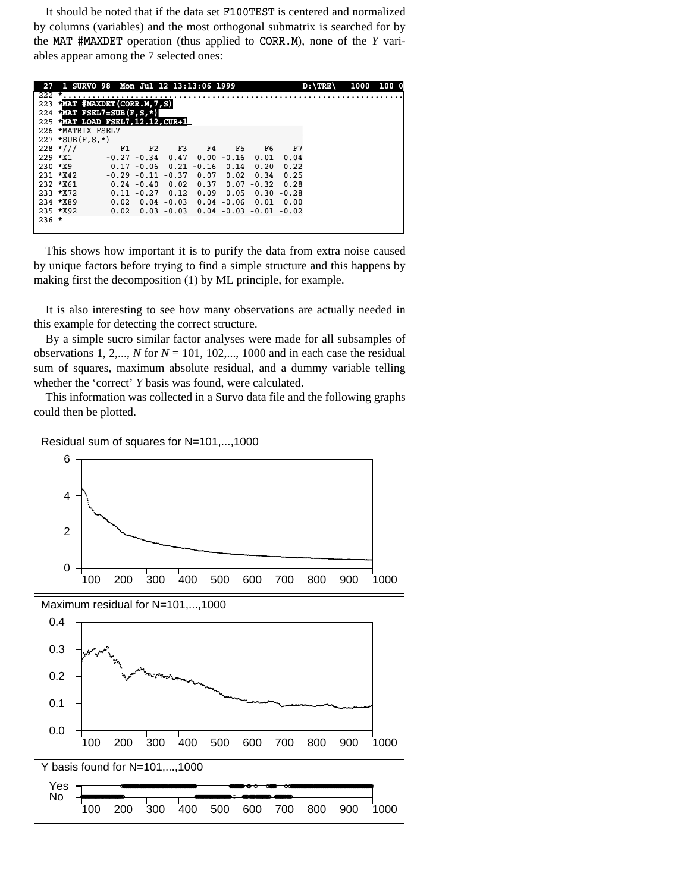It should be noted that if the data set F100TEST is centered and normalized by columns (variables) and the most orthogonal submatrix is searched for by the MAT #MAXDET operation (thus applied to CORR.M), none of the $Y$ variables appear among the 7 selected ones:

```
 27  1 SURVO 98  Mon Jul 12 13:13:06 1999                 D:\TRE\   1000  100 0
222 *......................................................................
223 *MAT #MAXDET(CORR.M,7,S)
224 *MAT FSEL7=SUB(F,S,*)
225 *MAT LOAD FSEL7,12.12,CUR+1
226 *MATRIX FSEL7
227 *SUB(F,S,*)
228 *///         F1    F2    F3    F4    F5    F6    F7
229 *X1        -0.27 -0.34  0.47  0.00 -0.16  0.01  0.04
230 *X9         0.17 -0.06  0.21 -0.16  0.14  0.20  0.22
231 *X42       -0.29 -0.11 -0.37  0.07  0.02  0.34  0.25
232 *X61        0.24 -0.40  0.02  0.37  0.07 -0.32  0.28
233 *X72        0.11 -0.27  0.12  0.09  0.05  0.30 -0.28
234 *X89        0.02  0.04 -0.03  0.04 -0.06  0.01  0.00
235 *X92        0.02  0.03 -0.03  0.04 -0.03 -0.01 -0.02
236 *
```

This shows how important it is to purify the data from extra noise caused by unique factors before trying to find a simple structure and this happens by making first the decomposition (1) by ML principle, for example.

It is also interesting to see how many observations are actually needed in this example for detecting the correct structure.

By a simple sucro similar factor analyses were made for all subsamples of observations 1, 2,..., $N$ for $N$ = 101, 102,..., 1000 and in each case the residual sum of squares, maximum absolute residual, and a dummy variable telling whether the 'correct' $Y$ basis was found, were calculated.

This information was collected in a Survo data file and the following graphs could then be plotted.

Residual sum of squares for N=101,...,1000

Maximum residual for N=101,...,1000

Y basis found for N=101,...,1000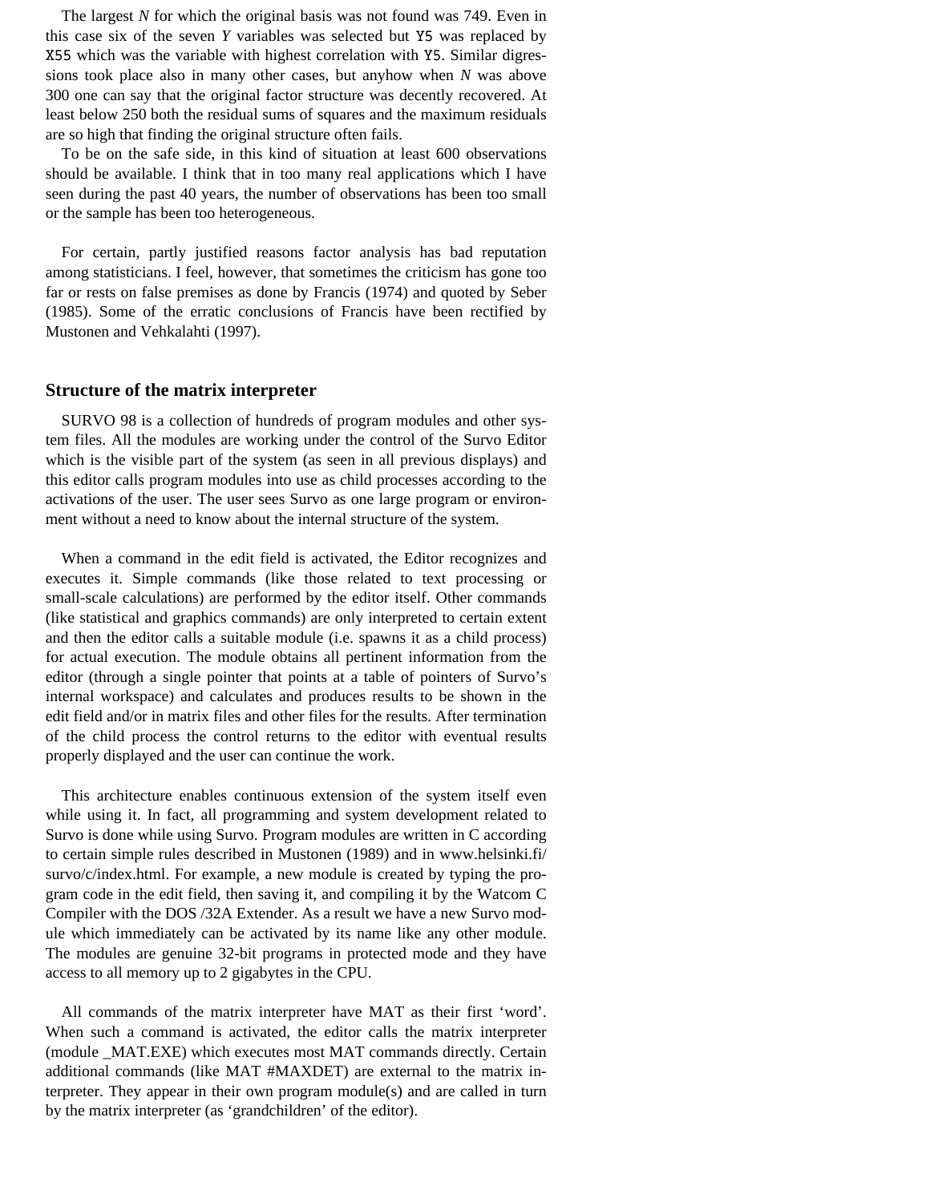The largest *N* for which the original basis was not found was 749. Even in this case six of the seven *Y* variables was selected but `Y5` was replaced by `X55` which was the variable with highest correlation with `Y5`. Similar digressions took place also in many other cases, but anyhow when *N* was above 300 one can say that the original factor structure was decently recovered. At least below 250 both the residual sums of squares and the maximum residuals are so high that finding the original structure often fails.

To be on the safe side, in this kind of situation at least 600 observations should be available. I think that in too many real applications which I have seen during the past 40 years, the number of observations has been too small or the sample has been too heterogeneous.

For certain, partly justified reasons factor analysis has bad reputation among statisticians. I feel, however, that sometimes the criticism has gone too far or rests on false premises as done by Francis (1974) and quoted by Seber (1985). Some of the erratic conclusions of Francis have been rectified by Mustonen and Vehkalahti (1997).

## Structure of the matrix interpreter

SURVO 98 is a collection of hundreds of program modules and other system files. All the modules are working under the control of the Survo Editor which is the visible part of the system (as seen in all previous displays) and this editor calls program modules into use as child processes according to the activations of the user. The user sees Survo as one large program or environment without a need to know about the internal structure of the system.

When a command in the edit field is activated, the Editor recognizes and executes it. Simple commands (like those related to text processing or small-scale calculations) are performed by the editor itself. Other commands (like statistical and graphics commands) are only interpreted to certain extent and then the editor calls a suitable module (i.e. spawns it as a child process) for actual execution. The module obtains all pertinent information from the editor (through a single pointer that points at a table of pointers of Survo's internal workspace) and calculates and produces results to be shown in the edit field and/or in matrix files and other files for the results. After termination of the child process the control returns to the editor with eventual results properly displayed and the user can continue the work.

This architecture enables continuous extension of the system itself even while using it. In fact, all programming and system development related to Survo is done while using Survo. Program modules are written in C according to certain simple rules described in Mustonen (1989) and in www.helsinki.fi/survo/c/index.html. For example, a new module is created by typing the program code in the edit field, then saving it, and compiling it by the Watcom C Compiler with the DOS /32A Extender. As a result we have a new Survo module which immediately can be activated by its name like any other module. The modules are genuine 32-bit programs in protected mode and they have access to all memory up to 2 gigabytes in the CPU.

All commands of the matrix interpreter have MAT as their first 'word'. When such a command is activated, the editor calls the matrix interpreter (module _MAT.EXE) which executes most MAT commands directly. Certain additional commands (like MAT #MAXDET) are external to the matrix interpreter. They appear in their own program module(s) and are called in turn by the matrix interpreter (as 'grandchildren' of the editor).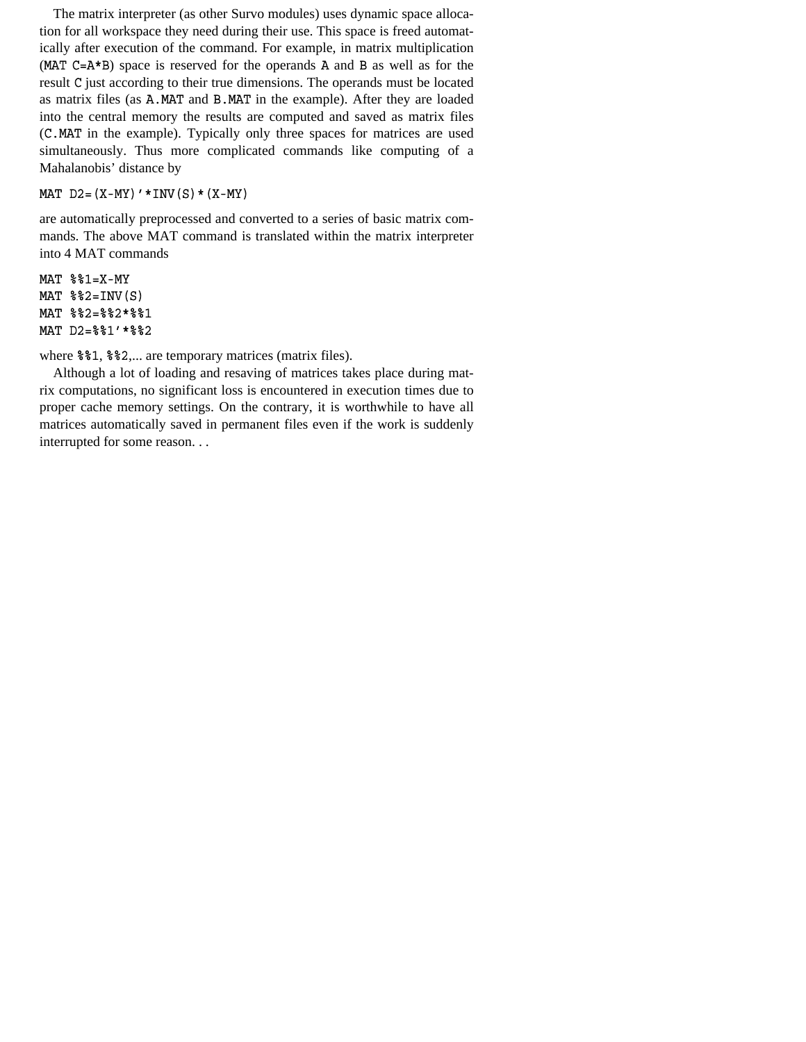The matrix interpreter (as other Survo modules) uses dynamic space allocation for all workspace they need during their use. This space is freed automatically after execution of the command. For example, in matrix multiplication (`MAT C=A*B`) space is reserved for the operands `A` and `B` as well as for the result `C` just according to their true dimensions. The operands must be located as matrix files (as `A.MAT` and `B.MAT` in the example). After they are loaded into the central memory the results are computed and saved as matrix files (`C.MAT` in the example). Typically only three spaces for matrices are used simultaneously. Thus more complicated commands like computing of a Mahalanobis' distance by

```
MAT D2=(X-MY)'*INV(S)*(X-MY)
```

are automatically preprocessed and converted to a series of basic matrix commands. The above MAT command is translated within the matrix interpreter into 4 MAT commands

```
MAT %%1=X-MY
MAT %%2=INV(S)
MAT %%2=%%2*%%1
MAT D2=%%1'*%%2
```

where `%%1`, `%%2`,... are temporary matrices (matrix files).

Although a lot of loading and resaving of matrices takes place during matrix computations, no significant loss is encountered in execution times due to proper cache memory settings. On the contrary, it is worthwhile to have all matrices automatically saved in permanent files even if the work is suddenly interrupted for some reason. . .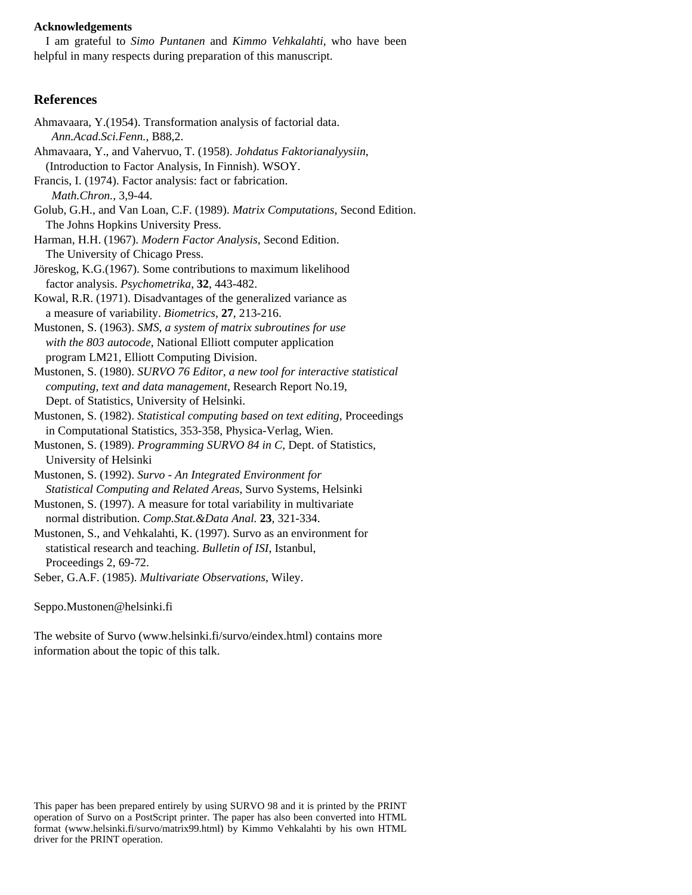**Acknowledgements**

I am grateful to *Simo Puntanen* and *Kimmo Vehkalahti*, who have been helpful in many respects during preparation of this manuscript.

## References

Ahmavaara, Y.(1954). Transformation analysis of factorial data. *Ann.Acad.Sci.Fenn.*, B88,2.

Ahmavaara, Y., and Vahervuo, T. (1958). *Johdatus Faktorianalyysiin*, (Introduction to Factor Analysis, In Finnish). WSOY.

Francis, I. (1974). Factor analysis: fact or fabrication. *Math.Chron.*, 3,9-44.

Golub, G.H., and Van Loan, C.F. (1989). *Matrix Computations*, Second Edition. The Johns Hopkins University Press.

Harman, H.H. (1967). *Modern Factor Analysis*, Second Edition. The University of Chicago Press.

Jöreskog, K.G.(1967). Some contributions to maximum likelihood factor analysis. *Psychometrika*, **32**, 443-482.

Kowal, R.R. (1971). Disadvantages of the generalized variance as a measure of variability. *Biometrics*, **27**, 213-216.

Mustonen, S. (1963). *SMS, a system of matrix subroutines for use with the 803 autocode*, National Elliott computer application program LM21, Elliott Computing Division.

Mustonen, S. (1980). *SURVO 76 Editor, a new tool for interactive statistical computing, text and data management*, Research Report No.19, Dept. of Statistics, University of Helsinki.

Mustonen, S. (1982). *Statistical computing based on text editing*, Proceedings in Computational Statistics, 353-358, Physica-Verlag, Wien.

Mustonen, S. (1989). *Programming SURVO 84 in C*, Dept. of Statistics, University of Helsinki

Mustonen, S. (1992). *Survo - An Integrated Environment for Statistical Computing and Related Areas*, Survo Systems, Helsinki

Mustonen, S. (1997). A measure for total variability in multivariate normal distribution. *Comp.Stat.&Data Anal.* **23**, 321-334.

Mustonen, S., and Vehkalahti, K. (1997). Survo as an environment for statistical research and teaching. *Bulletin of ISI*, Istanbul, Proceedings 2, 69-72.

Seber, G.A.F. (1985). *Multivariate Observations*, Wiley.

Seppo.Mustonen@helsinki.fi

The website of Survo (www.helsinki.fi/survo/eindex.html) contains more information about the topic of this talk.

This paper has been prepared entirely by using SURVO 98 and it is printed by the PRINT operation of Survo on a PostScript printer. The paper has also been converted into HTML format (www.helsinki.fi/survo/matrix99.html) by Kimmo Vehkalahti by his own HTML driver for the PRINT operation.